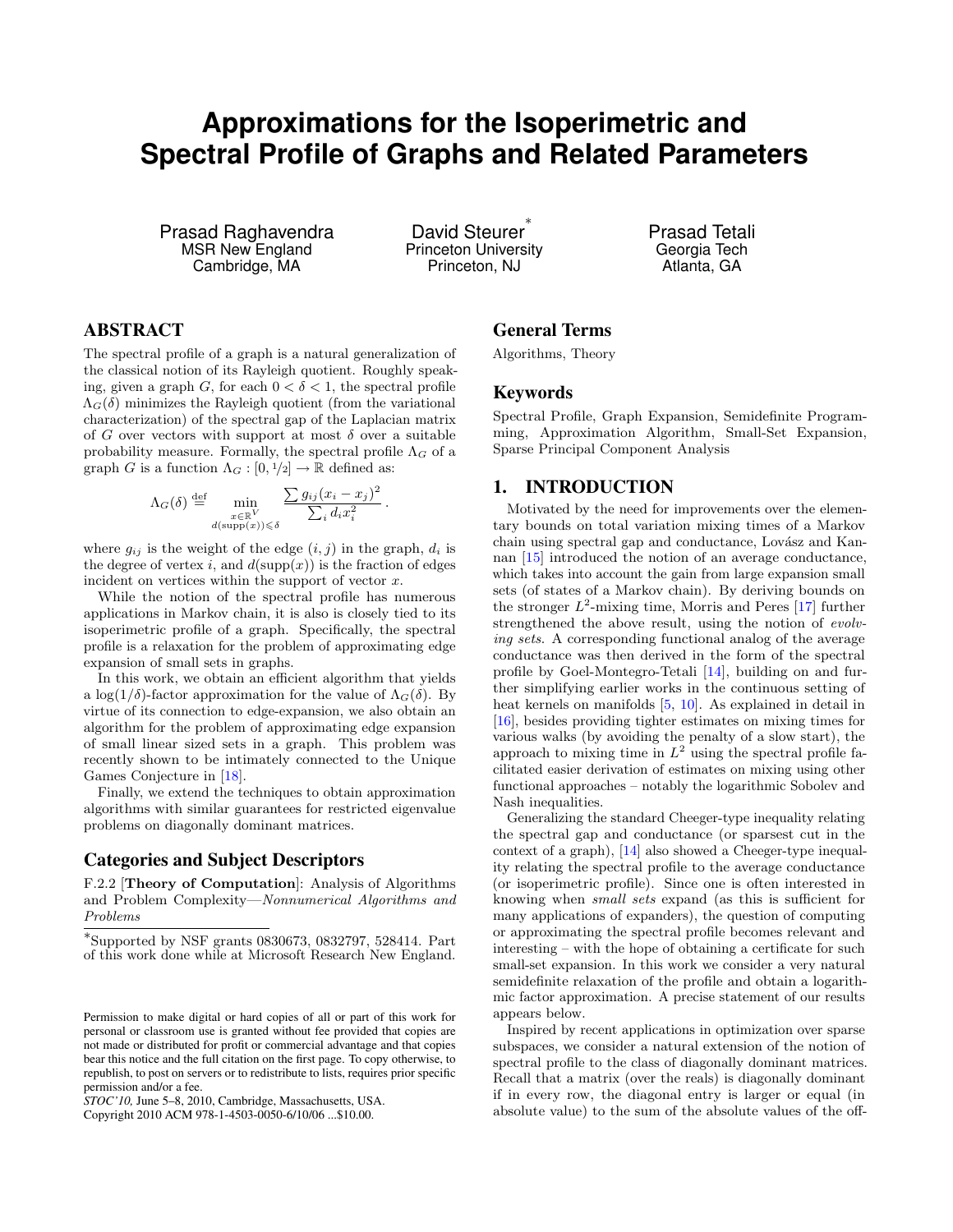# Approximations for the Isoperimetric and Spectral Profile of Graphs and Related Parameters

Prasad Raghavendra
MSR New England
Cambridge, MA

David Steurer*
Princeton University
Princeton, NJ

Prasad Tetali
Georgia Tech
Atlanta, GA

## ABSTRACT

The spectral profile of a graph is a natural generalization of the classical notion of its Rayleigh quotient. Roughly speaking, given a graph $G$, for each $0 < \delta < 1$, the spectral profile $\Lambda_G(\delta)$ minimizes the Rayleigh quotient (from the variational characterization) of the spectral gap of the Laplacian matrix of $G$ over vectors with support at most $\delta$ over a suitable probability measure. Formally, the spectral profile $\Lambda_G$ of a graph $G$ is a function $\Lambda_G : [0, 1/2] \to \mathbb{R}$ defined as:

$$\Lambda_G(\delta) \stackrel{\text{def}}{=} \min_{\substack{x \in \mathbb{R}^V \\ d(\text{supp}(x)) \leqslant \delta}} \frac{\sum g_{ij}(x_i - x_j)^2}{\sum_i d_i x_i^2}.$$

where $g_{ij}$ is the weight of the edge $(i, j)$ in the graph, $d_i$ is the degree of vertex $i$, and $d(\text{supp}(x))$ is the fraction of edges incident on vertices within the support of vector $x$.

While the notion of the spectral profile has numerous applications in Markov chain, it is also is closely tied to its isoperimetric profile of a graph. Specifically, the spectral profile is a relaxation for the problem of approximating edge expansion of small sets in graphs.

In this work, we obtain an efficient algorithm that yields a $\log(1/\delta)$-factor approximation for the value of $\Lambda_G(\delta)$. By virtue of its connection to edge-expansion, we also obtain an algorithm for the problem of approximating edge expansion of small linear sized sets in a graph. This problem was recently shown to be intimately connected to the Unique Games Conjecture in [18].

Finally, we extend the techniques to obtain approximation algorithms with similar guarantees for restricted eigenvalue problems on diagonally dominant matrices.

## Categories and Subject Descriptors

F.2.2 [**Theory of Computation**]: Analysis of Algorithms and Problem Complexity—*Nonnumerical Algorithms and Problems*

*Supported by NSF grants 0830673, 0832797, 528414. Part of this work done while at Microsoft Research New England.

Permission to make digital or hard copies of all or part of this work for personal or classroom use is granted without fee provided that copies are not made or distributed for profit or commercial advantage and that copies bear this notice and the full citation on the first page. To copy otherwise, to republish, to post on servers or to redistribute to lists, requires prior specific permission and/or a fee.
*STOC'10,* June 5–8, 2010, Cambridge, Massachusetts, USA.
Copyright 2010 ACM 978-1-4503-0050-6/10/06 ...$10.00.

## General Terms

Algorithms, Theory

## Keywords

Spectral Profile, Graph Expansion, Semidefinite Programming, Approximation Algorithm, Small-Set Expansion, Sparse Principal Component Analysis

## 1. INTRODUCTION

Motivated by the need for improvements over the elementary bounds on total variation mixing times of a Markov chain using spectral gap and conductance, Lovász and Kannan [15] introduced the notion of an average conductance, which takes into account the gain from large expansion small sets (of states of a Markov chain). By deriving bounds on the stronger $L^2$-mixing time, Morris and Peres [17] further strengthened the above result, using the notion of *evolving sets*. A corresponding functional analog of the average conductance was then derived in the form of the spectral profile by Goel-Montegro-Tetali [14], building on and further simplifying earlier works in the continuous setting of heat kernels on manifolds [5, 10]. As explained in detail in [16], besides providing tighter estimates on mixing times for various walks (by avoiding the penalty of a slow start), the approach to mixing time in $L^2$ using the spectral profile facilitated easier derivation of estimates on mixing using other functional approaches – notably the logarithmic Sobolev and Nash inequalities.

Generalizing the standard Cheeger-type inequality relating the spectral gap and conductance (or sparsest cut in the context of a graph), [14] also showed a Cheeger-type inequality relating the spectral profile to the average conductance (or isoperimetric profile). Since one is often interested in knowing when *small sets* expand (as this is sufficient for many applications of expanders), the question of computing or approximating the spectral profile becomes relevant and interesting – with the hope of obtaining a certificate for such small-set expansion. In this work we consider a very natural semidefinite relaxation of the profile and obtain a logarithmic factor approximation. A precise statement of our results appears below.

Inspired by recent applications in optimization over sparse subspaces, we consider a natural extension of the notion of spectral profile to the class of diagonally dominant matrices. Recall that a matrix (over the reals) is diagonally dominant if in every row, the diagonal entry is larger or equal (in absolute value) to the sum of the absolute values of the off-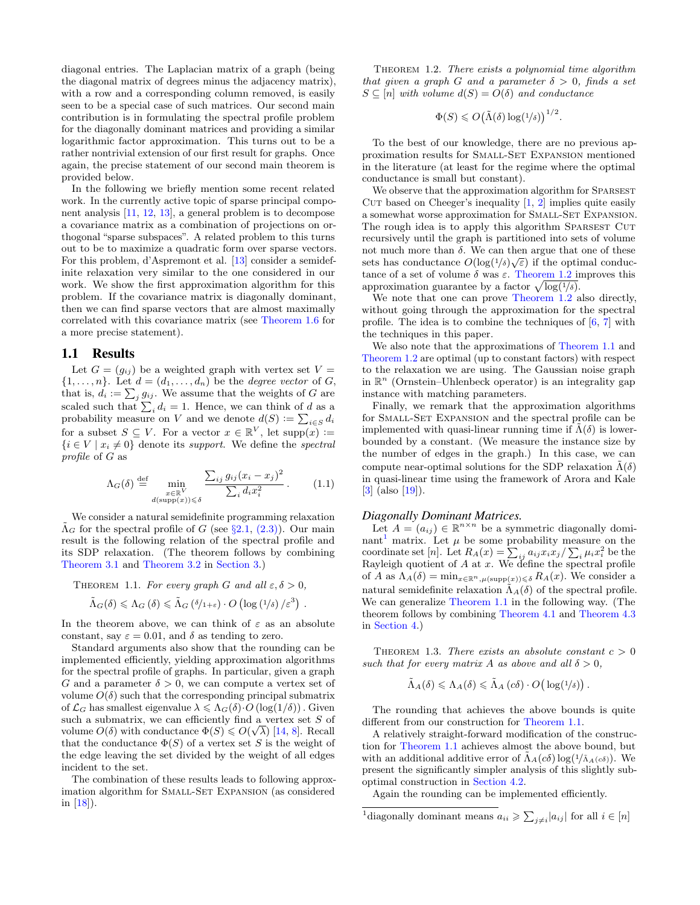diagonal entries. The Laplacian matrix of a graph (being the diagonal matrix of degrees minus the adjacency matrix), with a row and a corresponding column removed, is easily seen to be a special case of such matrices. Our second main contribution is in formulating the spectral profile problem for the diagonally dominant matrices and providing a similar logarithmic factor approximation. This turns out to be a rather nontrivial extension of our first result for graphs. Once again, the precise statement of our second main theorem is provided below.

In the following we briefly mention some recent related work. In the currently active topic of sparse principal component analysis [11, 12, 13], a general problem is to decompose a covariance matrix as a combination of projections on orthogonal "sparse subspaces". A related problem to this turns out to be to maximize a quadratic form over sparse vectors. For this problem, d'Aspremont et al. [13] consider a semidefinite relaxation very similar to the one considered in our work. We show the first approximation algorithm for this problem. If the covariance matrix is diagonally dominant, then we can find sparse vectors that are almost maximally correlated with this covariance matrix (see Theorem 1.6 for a more precise statement).

## 1.1 Results

Let $G = (g_{ij})$ be a weighted graph with vertex set $V = \{1, \ldots, n\}$. Let $d = (d_1, \ldots, d_n)$ be the *degree vector* of $G$, that is, $d_i := \sum_j g_{ij}$. We assume that the weights of $G$ are scaled such that $\sum_i d_i = 1$. Hence, we can think of $d$ as a probability measure on $V$ and we denote $d(S) := \sum_{i \in S} d_i$ for a subset $S \subseteq V$. For a vector $x \in \mathbb{R}^V$, let $\mathrm{supp}(x) := \{i \in V \mid x_i \neq 0\}$ denote its *support*. We define the *spectral profile* of $G$ as

$$\Lambda_G(\delta) \stackrel{\text{def}}{=} \min_{\substack{x \in \mathbb{R}^V \\ d(\mathrm{supp}(x)) \leqslant \delta}} \frac{\sum_{ij} g_{ij}(x_i - x_j)^2}{\sum_i d_i x_i^2}. \qquad (1.1)$$

We consider a natural semidefinite programming relaxation $\tilde{\Lambda}_G$ for the spectral profile of $G$ (see §2.1, (2.3)). Our main result is the following relation of the spectral profile and its SDP relaxation. (The theorem follows by combining Theorem 3.1 and Theorem 3.2 in Section 3.)

Theorem 1.1. *For every graph $G$ and all $\varepsilon, \delta > 0$,*

$$\tilde{\Lambda}_G(\delta) \leqslant \Lambda_G(\delta) \leqslant \tilde{\Lambda}_G\left(\delta/1+\varepsilon\right) \cdot O\left(\log\left(1/\delta\right)/\varepsilon^3\right).$$

In the theorem above, we can think of $\varepsilon$ as an absolute constant, say $\varepsilon = 0.01$, and $\delta$ as tending to zero.

Standard arguments also show that the rounding can be implemented efficiently, yielding approximation algorithms for the spectral profile of graphs. In particular, given a graph $G$ and a parameter $\delta > 0$, we can compute a vertex set of volume $O(\delta)$ such that the corresponding principal submatrix of $\mathcal{L}_G$ has smallest eigenvalue $\lambda \leqslant \Lambda_G(\delta) \cdot O(\log(1/\delta))$. Given such a submatrix, we can efficiently find a vertex set $S$ of volume $O(\delta)$ with conductance $\Phi(S) \leqslant O(\sqrt{\lambda})$ [14, 8]. Recall that the conductance $\Phi(S)$ of a vertex set $S$ is the weight of the edge leaving the set divided by the weight of all edges incident to the set.

The combination of these results leads to following approximation algorithm for Small-Set Expansion (as considered in [18]).

Theorem 1.2. *There exists a polynomial time algorithm that given a graph $G$ and a parameter $\delta > 0$, finds a set $S \subseteq [n]$ with volume $d(S) = O(\delta)$ and conductance*

$$\Phi(S) \leqslant O\big(\tilde{\Lambda}(\delta)\log(1/\delta)\big)^{1/2}.$$

To the best of our knowledge, there are no previous approximation results for Small-Set Expansion mentioned in the literature (at least for the regime where the optimal conductance is small but constant).

We observe that the approximation algorithm for Sparsest Cut based on Cheeger's inequality [1, 2] implies quite easily a somewhat worse approximation for Small-Set Expansion. The rough idea is to apply this algorithm Sparsest Cut recursively until the graph is partitioned into sets of volume not much more than $\delta$. We can then argue that one of these sets has conductance $O(\log(1/\delta)\sqrt{\varepsilon})$ if the optimal conductance of a set of volume $\delta$ was $\varepsilon$. Theorem 1.2 improves this approximation guarantee by a factor $\sqrt{\log(1/\delta)}$.

We note that one can prove Theorem 1.2 also directly, without going through the approximation for the spectral profile. The idea is to combine the techniques of [6, 7] with the techniques in this paper.

We also note that the approximations of Theorem 1.1 and Theorem 1.2 are optimal (up to constant factors) with respect to the relaxation we are using. The Gaussian noise graph in $\mathbb{R}^n$ (Ornstein–Uhlenbeck operator) is an integrality gap instance with matching parameters.

Finally, we remark that the approximation algorithms for Small-Set Expansion and the spectral profile can be implemented with quasi-linear running time if $\tilde{\Lambda}(\delta)$ is lower-bounded by a constant. (We measure the instance size by the number of edges in the graph.) In this case, we can compute near-optimal solutions for the SDP relaxation $\tilde{\Lambda}(\delta)$ in quasi-linear time using the framework of Arora and Kale [3] (also [19]).

### *Diagonally Dominant Matrices.*

Let $A = (a_{ij}) \in \mathbb{R}^{n \times n}$ be a symmetric diagonally dominant[1] matrix. Let $\mu$ be some probability measure on the coordinate set $[n]$. Let $R_A(x) = \sum_{ij} a_{ij}x_i x_j / \sum_i \mu_i x_i^2$ be the Rayleigh quotient of $A$ at $x$. We define the spectral profile of $A$ as $\Lambda_A(\delta) = \min_{x \in \mathbb{R}^n, \mu(\mathrm{supp}(x)) \leqslant \delta} R_A(x)$. We consider a natural semidefinite relaxation $\tilde{\Lambda}_A(\delta)$ of the spectral profile. We can generalize Theorem 1.1 in the following way. (The theorem follows by combining Theorem 4.1 and Theorem 4.3 in Section 4.)

Theorem 1.3. *There exists an absolute constant $c > 0$ such that for every matrix $A$ as above and all $\delta > 0$,*

$$\tilde{\Lambda}_A(\delta) \leqslant \Lambda_A(\delta) \leqslant \tilde{\Lambda}_A\left(c\delta\right) \cdot O\big(\log(1/\delta)\big).$$

The rounding that achieves the above bounds is quite different from our construction for Theorem 1.1.

A relatively straight-forward modification of the construction for Theorem 1.1 achieves almost the above bound, but with an additional additive error of $\tilde{\Lambda}_A(c\delta)\log(1/\tilde{\Lambda}_A(c\delta))$. We present the significantly simpler analysis of this slightly suboptimal construction in Section 4.2.

Again the rounding can be implemented efficiently.

[1] diagonally dominant means $a_{ii} \geqslant \sum_{j \neq i} |a_{ij}|$ for all $i \in [n]$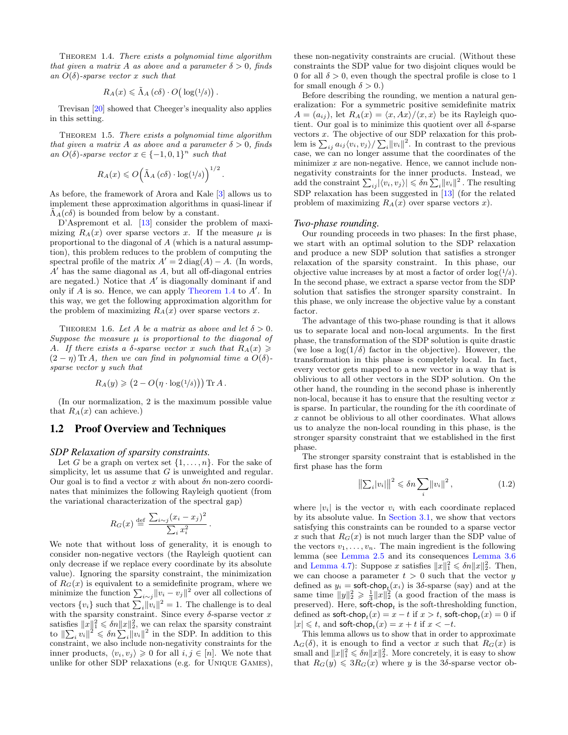THEOREM 1.4. *There exists a polynomial time algorithm that given a matrix $A$ as above and a parameter $\delta > 0$, finds an $O(\delta)$-sparse vector $x$ such that*

$$R_A(x) \leqslant \tilde{\Lambda}_A(c\delta) \cdot O\big(\log(1/\delta)\big)\,.$$

Trevisan [20] showed that Cheeger's inequality also applies in this setting.

THEOREM 1.5. *There exists a polynomial time algorithm that given a matrix $A$ as above and a parameter $\delta > 0$, finds an $O(\delta)$-sparse vector $x \in \{-1, 0, 1\}^n$ such that*

$$R_A(x) \leqslant O\Big(\tilde{\Lambda}_A(c\delta) \cdot \log(1/\delta)\Big)^{1/2}.$$

As before, the framework of Arora and Kale [3] allows us to implement these approximation algorithms in quasi-linear if $\tilde{\Lambda}_A(c\delta)$ is bounded from below by a constant.

D'Aspremont et al. [13] consider the problem of maximizing $R_A(x)$ over sparse vectors $x$. If the measure $\mu$ is proportional to the diagonal of $A$ (which is a natural assumption), this problem reduces to the problem of computing the spectral profile of the matrix $A' = 2\operatorname{diag}(A) - A$. (In words, $A'$ has the same diagonal as $A$, but all off-diagonal entries are negated.) Notice that $A'$ is diagonally dominant if and only if $A$ is so. Hence, we can apply Theorem 1.4 to $A'$. In this way, we get the following approximation algorithm for the problem of maximizing $R_A(x)$ over sparse vectors $x$.

THEOREM 1.6. *Let $A$ be a matrix as above and let $\delta > 0$. Suppose the measure $\mu$ is proportional to the diagonal of $A$. If there exists a $\delta$-sparse vector $x$ such that $R_A(x) \geqslant (2-\eta)\operatorname{Tr} A$, then we can find in polynomial time a $O(\delta)$-sparse vector $y$ such that*

$$R_A(y) \geqslant \big(2 - O(\eta \cdot \log(1/\delta))\big)\operatorname{Tr} A\,.$$

(In our normalization, 2 is the maximum possible value that $R_A(x)$ can achieve.)

## 1.2 Proof Overview and Techniques

### *SDP Relaxation of sparsity constraints.*

Let $G$ be a graph on vertex set $\{1, \ldots, n\}$. For the sake of simplicity, let us assume that $G$ is unweighted and regular. Our goal is to find a vector $x$ with about $\delta n$ non-zero coordinates that minimizes the following Rayleigh quotient (from the variational characterization of the spectral gap)

$$R_G(x) \stackrel{\text{def}}{=} \frac{\sum_{i \sim j}(x_i - x_j)^2}{\sum_i x_i^2}\,.$$

We note that without loss of generality, it is enough to consider non-negative vectors (the Rayleigh quotient can only decrease if we replace every coordinate by its absolute value). Ignoring the sparsity constraint, the minimization of $R_G(x)$ is equivalent to a semidefinite program, where we minimize the function $\sum_{i\sim j}\|v_i - v_j\|^2$ over all collections of vectors $\{v_i\}$ such that $\sum_i \|v_i\|^2 = 1$. The challenge is to deal with the sparsity constraint. Since every $\delta$-sparse vector $x$ satisfies $\|x\|_1^2 \leqslant \delta n \|x\|_2^2$, we can relax the sparsity constraint to $\|\sum_i v_i\|^2 \leqslant \delta n \sum_i \|v_i\|^2$ in the SDP. In addition to this constraint, we also include non-negativity constraints for the inner products, $\langle v_i, v_j\rangle \geqslant 0$ for all $i, j \in [n]$. We note that unlike for other SDP relaxations (e.g. for UNIQUE GAMES), these non-negativity constraints are crucial. (Without these constraints the SDP value for two disjoint cliques would be 0 for all $\delta > 0$, even though the spectral profile is close to 1 for small enough $\delta > 0$.)

Before describing the rounding, we mention a natural generalization: For a symmetric positive semidefinite matrix $A = (a_{ij})$, let $R_A(x) = \langle x, Ax\rangle / \langle x, x\rangle$ be its Rayleigh quotient. Our goal is to minimize this quotient over all $\delta$-sparse vectors $x$. The objective of our SDP relaxation for this problem is $\sum_{ij} a_{ij}\langle v_i, v_j\rangle / \sum_i \|v_i\|^2$. In contrast to the previous case, we can no longer assume that the coordinates of the minimizer $x$ are non-negative. Hence, we cannot include non-negativity constraints for the inner products. Instead, we add the constraint $\sum_{ij}|\langle v_i, v_j\rangle| \leqslant \delta n \sum_i \|v_i\|^2$. The resulting SDP relaxation has been suggested in [13] (for the related problem of maximizing $R_A(x)$ over sparse vectors $x$).

### *Two-phase rounding.*

Our rounding proceeds in two phases: In the first phase, we start with an optimal solution to the SDP relaxation and produce a new SDP solution that satisfies a stronger relaxation of the sparsity constraint. In this phase, our objective value increases by at most a factor of order $\log(1/\delta)$. In the second phase, we extract a sparse vector from the SDP solution that satisfies the stronger sparsity constraint. In this phase, we only increase the objective value by a constant factor.

The advantage of this two-phase rounding is that it allows us to separate local and non-local arguments. In the first phase, the transformation of the SDP solution is quite drastic (we lose a $\log(1/\delta)$ factor in the objective). However, the transformation in this phase is completely local. In fact, every vector gets mapped to a new vector in a way that is oblivious to all other vectors in the SDP solution. On the other hand, the rounding in the second phase is inherently non-local, because it has to ensure that the resulting vector $x$ is sparse. In particular, the rounding for the $i$th coordinate of $x$ cannot be oblivious to all other coordinates. What allows us to analyze the non-local rounding in this phase, is the stronger sparsity constraint that we established in the first phase.

The stronger sparsity constraint that is established in the first phase has the form

$$\big\|\textstyle\sum_i |v_i|\big\|^2 \leqslant \delta n \displaystyle\sum_i \|v_i\|^2\,, \tag{1.2}$$

where $|v_i|$ is the vector $v_i$ with each coordinate replaced by its absolute value. In Section 3.1, we show that vectors satisfying this constraints can be rounded to a sparse vector $x$ such that $R_G(x)$ is not much larger than the SDP value of the vectors $v_1, \ldots, v_n$. The main ingredient is the following lemma (see Lemma 2.5 and its consequences Lemma 3.6 and Lemma 4.7): Suppose $x$ satisfies $\|x\|_1^2 \leqslant \delta n \|x\|_2^2$. Then, we can choose a parameter $t > 0$ such that the vector $y$ defined as $y_i = \mathsf{soft\text{-}chop}_t(x_i)$ is $3\delta$-sparse (say) and at the same time $\|y\|_2^2 \geqslant \frac{1}{3}\|x\|_2^2$ (a good fraction of the mass is preserved). Here, $\mathsf{soft\text{-}chop}_t$ is the soft-thresholding function, defined as $\mathsf{soft\text{-}chop}_t(x) = x - t$ if $x > t$, $\mathsf{soft\text{-}chop}_t(x) = 0$ if $|x| \leqslant t$, and $\mathsf{soft\text{-}chop}_t(x) = x + t$ if $x < -t$.

This lemma allows us to show that in order to approximate $\Lambda_G(\delta)$, it is enough to find a vector $x$ such that $R_G(x)$ is small and $\|x\|_1^2 \leqslant \delta n \|x\|_2^2$. More concretely, it is easy to show that $R_G(y) \leqslant 3R_G(x)$ where $y$ is the $3\delta$-sparse vector ob-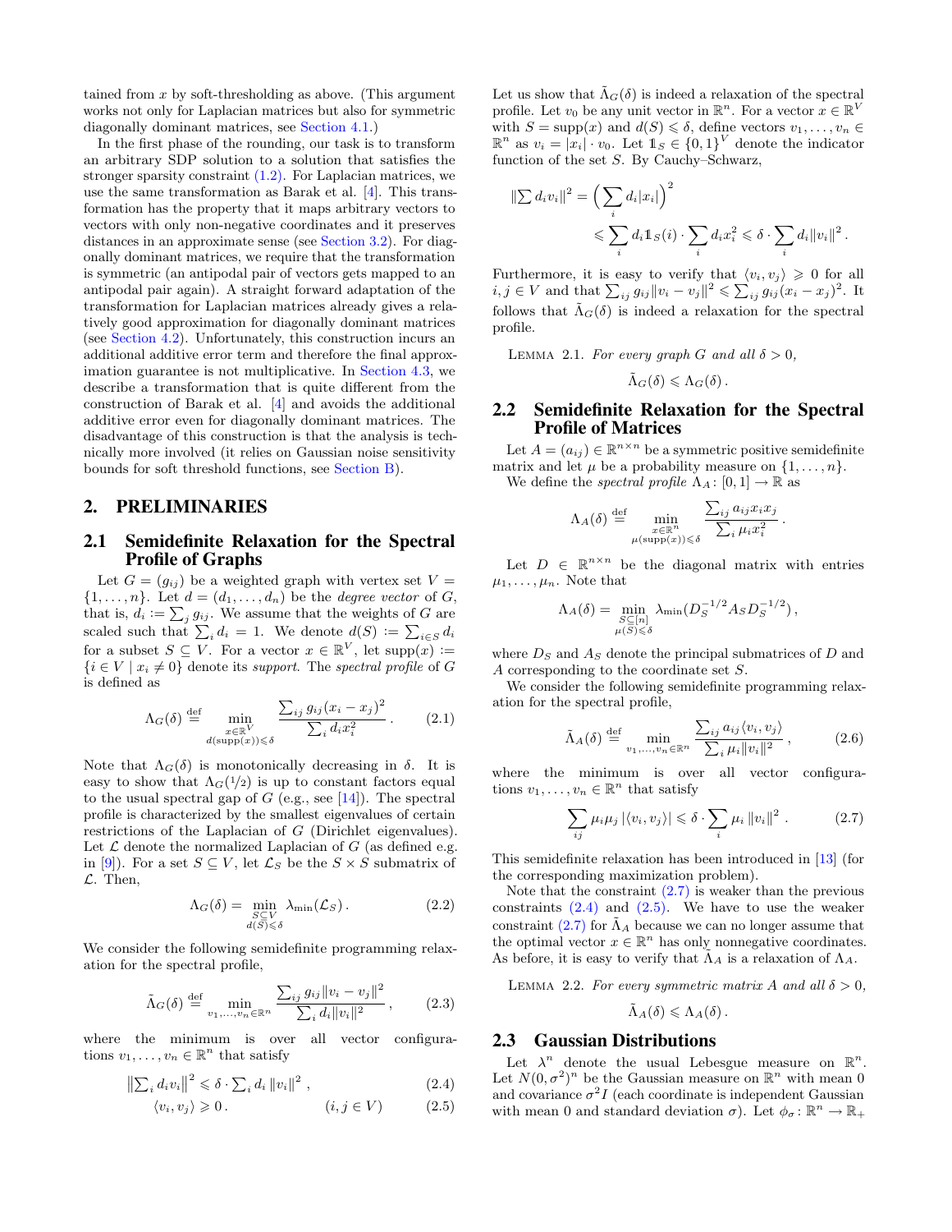tained from $x$ by soft-thresholding as above. (This argument works not only for Laplacian matrices but also for symmetric diagonally dominant matrices, see Section 4.1.)

In the first phase of the rounding, our task is to transform an arbitrary SDP solution to a solution that satisfies the stronger sparsity constraint (1.2). For Laplacian matrices, we use the same transformation as Barak et al. [4]. This transformation has the property that it maps arbitrary vectors to vectors with only non-negative coordinates and it preserves distances in an approximate sense (see Section 3.2). For diagonally dominant matrices, we require that the transformation is symmetric (an antipodal pair of vectors gets mapped to an antipodal pair again). A straight forward adaptation of the transformation for Laplacian matrices already gives a relatively good approximation for diagonally dominant matrices (see Section 4.2). Unfortunately, this construction incurs an additional additive error term and therefore the final approximation guarantee is not multiplicative. In Section 4.3, we describe a transformation that is quite different from the construction of Barak et al. [4] and avoids the additional additive error even for diagonally dominant matrices. The disadvantage of this construction is that the analysis is technically more involved (it relies on Gaussian noise sensitivity bounds for soft threshold functions, see Section B).

## 2. PRELIMINARIES

### 2.1 Semidefinite Relaxation for the Spectral Profile of Graphs

Let $G = (g_{ij})$ be a weighted graph with vertex set $V = \{1, \ldots, n\}$. Let $d = (d_1, \ldots, d_n)$ be the *degree vector* of $G$, that is, $d_i := \sum_j g_{ij}$. We assume that the weights of $G$ are scaled such that $\sum_i d_i = 1$. We denote $d(S) := \sum_{i \in S} d_i$ for a subset $S \subseteq V$. For a vector $x \in \mathbb{R}^V$, let $\operatorname{supp}(x) := \{i \in V \mid x_i \neq 0\}$ denote its *support*. The *spectral profile* of $G$ is defined as

$$\Lambda_G(\delta) \stackrel{\text{def}}{=} \min_{\substack{x \in \mathbb{R}^V \\ d(\operatorname{supp}(x)) \leqslant \delta}} \frac{\sum_{ij} g_{ij}(x_i - x_j)^2}{\sum_i d_i x_i^2}. \tag{2.1}$$

Note that $\Lambda_G(\delta)$ is monotonically decreasing in $\delta$. It is easy to show that $\Lambda_G(1/2)$ is up to constant factors equal to the usual spectral gap of $G$ (e.g., see [14]). The spectral profile is characterized by the smallest eigenvalues of certain restrictions of the Laplacian of $G$ (Dirichlet eigenvalues). Let $\mathcal{L}$ denote the normalized Laplacian of $G$ (as defined e.g. in [9]). For a set $S \subseteq V$, let $\mathcal{L}_S$ be the $S \times S$ submatrix of $\mathcal{L}$. Then,

$$\Lambda_G(\delta) = \min_{\substack{S \subseteq V \\ d(S) \leqslant \delta}} \lambda_{\min}(\mathcal{L}_S). \tag{2.2}$$

We consider the following semidefinite programming relaxation for the spectral profile,

$$\tilde{\Lambda}_G(\delta) \stackrel{\text{def}}{=} \min_{v_1, \ldots, v_n \in \mathbb{R}^n} \frac{\sum_{ij} g_{ij} \|v_i - v_j\|^2}{\sum_i d_i \|v_i\|^2}, \tag{2.3}$$

where the minimum is over all vector configurations $v_1, \ldots, v_n \in \mathbb{R}^n$ that satisfy

$$\left\| \sum_i d_i v_i \right\|^2 \leqslant \delta \cdot \sum_i d_i \|v_i\|^2, \tag{2.4}$$

$$\langle v_i, v_j \rangle \geqslant 0. \qquad (i, j \in V) \tag{2.5}$$

Let us show that $\tilde{\Lambda}_G(\delta)$ is indeed a relaxation of the spectral profile. Let $v_0$ be any unit vector in $\mathbb{R}^n$. For a vector $x \in \mathbb{R}^V$ with $S = \operatorname{supp}(x)$ and $d(S) \leqslant \delta$, define vectors $v_1, \ldots, v_n \in \mathbb{R}^n$ as $v_i = |x_i| \cdot v_0$. Let $\mathbb{1}_S \in \{0,1\}^V$ denote the indicator function of the set $S$. By Cauchy–Schwarz,

$$\begin{aligned}
\left\| \sum d_i v_i \right\|^2 &= \Big( \sum_i d_i |x_i| \Big)^2 \\
&\leqslant \sum_i d_i \mathbb{1}_S(i) \cdot \sum_i d_i x_i^2 \leqslant \delta \cdot \sum_i d_i \|v_i\|^2 .
\end{aligned}$$

Furthermore, it is easy to verify that $\langle v_i, v_j \rangle \geqslant 0$ for all $i, j \in V$ and that $\sum_{ij} g_{ij} \|v_i - v_j\|^2 \leqslant \sum_{ij} g_{ij} (x_i - x_j)^2$. It follows that $\tilde{\Lambda}_G(\delta)$ is indeed a relaxation for the spectral profile.

LEMMA 2.1. *For every graph $G$ and all $\delta > 0$,*

$$\tilde{\Lambda}_G(\delta) \leqslant \Lambda_G(\delta).$$

### 2.2 Semidefinite Relaxation for the Spectral Profile of Matrices

Let $A = (a_{ij}) \in \mathbb{R}^{n \times n}$ be a symmetric positive semidefinite matrix and let $\mu$ be a probability measure on $\{1, \ldots, n\}$.

We define the *spectral profile* $\Lambda_A \colon [0,1] \to \mathbb{R}$ as

$$\Lambda_A(\delta) \stackrel{\text{def}}{=} \min_{\substack{x \in \mathbb{R}^n \\ \mu(\operatorname{supp}(x)) \leqslant \delta}} \frac{\sum_{ij} a_{ij} x_i x_j}{\sum_i \mu_i x_i^2}.$$

Let $D \in \mathbb{R}^{n \times n}$ be the diagonal matrix with entries $\mu_1, \ldots, \mu_n$. Note that

$$\Lambda_A(\delta) = \min_{\substack{S \subseteq [n] \\ \mu(S) \leqslant \delta}} \lambda_{\min}(D_S^{-1/2} A_S D_S^{-1/2}),$$

where $D_S$ and $A_S$ denote the principal submatrices of $D$ and $A$ corresponding to the coordinate set $S$.

We consider the following semidefinite programming relaxation for the spectral profile,

$$\tilde{\Lambda}_A(\delta) \stackrel{\text{def}}{=} \min_{v_1, \ldots, v_n \in \mathbb{R}^n} \frac{\sum_{ij} a_{ij} \langle v_i, v_j \rangle}{\sum_i \mu_i \|v_i\|^2}, \tag{2.6}$$

where the minimum is over all vector configurations $v_1, \ldots, v_n \in \mathbb{R}^n$ that satisfy

$$\sum_{ij} \mu_i \mu_j \left| \langle v_i, v_j \rangle \right| \leqslant \delta \cdot \sum_i \mu_i \|v_i\|^2. \tag{2.7}$$

This semidefinite relaxation has been introduced in [13] (for the corresponding maximization problem).

Note that the constraint (2.7) is weaker than the previous constraints (2.4) and (2.5). We have to use the weaker constraint (2.7) for $\tilde{\Lambda}_A$ because we can no longer assume that the optimal vector $x \in \mathbb{R}^n$ has only nonnegative coordinates. As before, it is easy to verify that $\tilde{\Lambda}_A$ is a relaxation of $\Lambda_A$.

LEMMA 2.2. *For every symmetric matrix $A$ and all $\delta > 0$,*

$$\tilde{\Lambda}_A(\delta) \leqslant \Lambda_A(\delta).$$

### 2.3 Gaussian Distributions

Let $\lambda^n$ denote the usual Lebesgue measure on $\mathbb{R}^n$. Let $N(0, \sigma^2)^n$ be the Gaussian measure on $\mathbb{R}^n$ with mean 0 and covariance $\sigma^2 I$ (each coordinate is independent Gaussian with mean 0 and standard deviation $\sigma$). Let $\phi_\sigma \colon \mathbb{R}^n \to \mathbb{R}_+$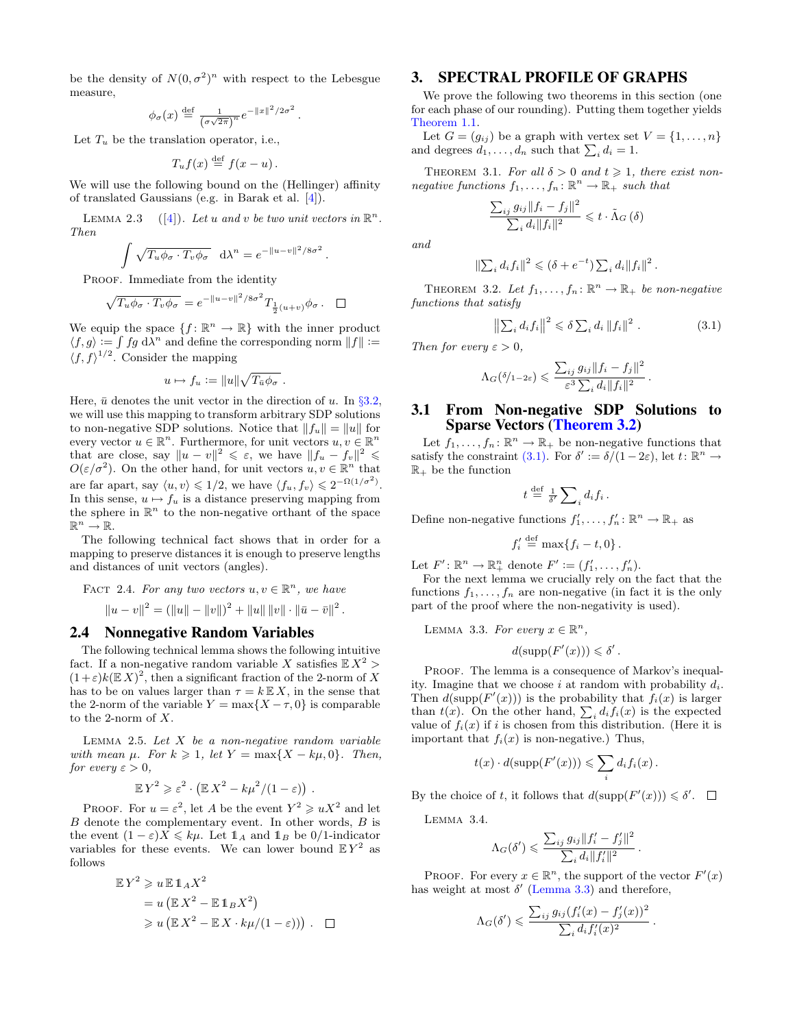be the density of $N(0,\sigma^2)^n$ with respect to the Lebesgue measure,

$$\phi_\sigma(x) \stackrel{\text{def}}{=} \tfrac{1}{(\sigma\sqrt{2\pi})^n} e^{-\|x\|^2/2\sigma^2}\,.$$

Let $T_u$ be the translation operator, i.e.,

$$T_u f(x) \stackrel{\text{def}}{=} f(x-u)\,.$$

We will use the following bound on the (Hellinger) affinity of translated Gaussians (e.g. in Barak et al. [4]).

Lemma 2.3 ([4]). *Let $u$ and $v$ be two unit vectors in $\mathbb{R}^n$. Then*

$$\int \sqrt{T_u\phi_\sigma \cdot T_v\phi_\sigma} \;\; \mathrm{d}\lambda^n = e^{-\|u-v\|^2/8\sigma^2}\,.$$

Proof. Immediate from the identity

$$\sqrt{T_u\phi_\sigma \cdot T_v\phi_\sigma} = e^{-\|u-v\|^2/8\sigma^2} T_{\frac{1}{2}(u+v)}\phi_\sigma\,. \qquad \square$$

We equip the space $\{f\colon \mathbb{R}^n \to \mathbb{R}\}$ with the inner product $\langle f,g\rangle := \int fg\, \mathrm{d}\lambda^n$ and define the corresponding norm $\|f\| := \langle f,f\rangle^{1/2}$. Consider the mapping

$$u \mapsto f_u := \|u\|\sqrt{T_{\bar u}\phi_\sigma}\,.$$

Here, $\bar u$ denotes the unit vector in the direction of $u$. In §3.2, we will use this mapping to transform arbitrary SDP solutions to non-negative SDP solutions. Notice that $\|f_u\| = \|u\|$ for every vector $u \in \mathbb{R}^n$. Furthermore, for unit vectors $u, v \in \mathbb{R}^n$ that are close, say $\|u-v\|^2 \leqslant \varepsilon$, we have $\|f_u - f_v\|^2 \leqslant O(\varepsilon/\sigma^2)$. On the other hand, for unit vectors $u,v \in \mathbb{R}^n$ that are far apart, say $\langle u,v\rangle \leqslant 1/2$, we have $\langle f_u, f_v\rangle \leqslant 2^{-\Omega(1/\sigma^2)}$. In this sense, $u \mapsto f_u$ is a distance preserving mapping from the sphere in $\mathbb{R}^n$ to the non-negative orthant of the space $\mathbb{R}^n \to \mathbb{R}$.

The following technical fact shows that in order for a mapping to preserve distances it is enough to preserve lengths and distances of unit vectors (angles).

Fact 2.4. *For any two vectors $u,v \in \mathbb{R}^n$, we have*

$$\|u-v\|^2 = (\|u\|-\|v\|)^2 + \|u\|\,\|v\| \cdot \|\bar u - \bar v\|^2\,.$$

## 2.4 Nonnegative Random Variables

The following technical lemma shows the following intuitive fact. If a non-negative random variable $X$ satisfies $\mathbb{E}\, X^2 > (1+\varepsilon)k(\mathbb{E}\, X)^2$, then a significant fraction of the 2-norm of $X$ has to be on values larger than $\tau = k\,\mathbb{E}\, X$, in the sense that the 2-norm of the variable $Y = \max\{X-\tau, 0\}$ is comparable to the 2-norm of $X$.

Lemma 2.5. *Let $X$ be a non-negative random variable with mean $\mu$. For $k \geqslant 1$, let $Y = \max\{X - k\mu, 0\}$. Then, for every $\varepsilon > 0$,*

$$\mathbb{E}\, Y^2 \geqslant \varepsilon^2 \cdot \left(\mathbb{E}\, X^2 - k\mu^2/(1-\varepsilon)\right)\,.$$

Proof. For $u = \varepsilon^2$, let $A$ be the event $Y^2 \geqslant uX^2$ and let $B$ denote the complementary event. In other words, $B$ is the event $(1-\varepsilon)X \leqslant k\mu$. Let $\mathbb{1}_A$ and $\mathbb{1}_B$ be 0/1-indicator variables for these events. We can lower bound $\mathbb{E}\, Y^2$ as follows

$$\begin{aligned}
\mathbb{E}\, Y^2 &\geqslant u\, \mathbb{E}\, \mathbb{1}_A X^2 \\
&= u\left(\mathbb{E}\, X^2 - \mathbb{E}\, \mathbb{1}_B X^2\right) \\
&\geqslant u\left(\mathbb{E}\, X^2 - \mathbb{E}\, X \cdot k\mu/(1-\varepsilon)\right)\,. \qquad \square
\end{aligned}$$

# 3. SPECTRAL PROFILE OF GRAPHS

We prove the following two theorems in this section (one for each phase of our rounding). Putting them together yields Theorem 1.1.

Let $G = (g_{ij})$ be a graph with vertex set $V = \{1,\ldots,n\}$ and degrees $d_1,\ldots,d_n$ such that $\sum_i d_i = 1$.

Theorem 3.1. *For all $\delta > 0$ and $t \geqslant 1$, there exist non-negative functions $f_1,\ldots,f_n\colon \mathbb{R}^n \to \mathbb{R}_+$ such that*

$$\frac{\sum_{ij} g_{ij}\|f_i - f_j\|^2}{\sum_i d_i\|f_i\|^2} \leqslant t \cdot \tilde\Lambda_G(\delta)$$

*and*

$$\|\textstyle\sum_i d_i f_i\|^2 \leqslant (\delta + e^{-t})\sum_i d_i\|f_i\|^2\,.$$

Theorem 3.2. *Let $f_1,\ldots,f_n\colon \mathbb{R}^n \to \mathbb{R}_+$ be non-negative functions that satisfy*

$$\left\|\textstyle\sum_i d_i f_i\right\|^2 \leqslant \delta \sum_i d_i\,\|f_i\|^2\,. \tag{3.1}$$

*Then for every $\varepsilon > 0$,*

$$\Lambda_{G(\delta/1-2\varepsilon)} \leqslant \frac{\sum_{ij} g_{ij}\|f_i - f_j\|^2}{\varepsilon^3 \sum_i d_i\|f_i\|^2}\,.$$

## 3.1 From Non-negative SDP Solutions to Sparse Vectors (Theorem 3.2)

Let $f_1,\ldots,f_n\colon \mathbb{R}^n \to \mathbb{R}_+$ be non-negative functions that satisfy the constraint (3.1). For $\delta' := \delta/(1-2\varepsilon)$, let $t\colon \mathbb{R}^n \to \mathbb{R}_+$ be the function

$$t \stackrel{\text{def}}{=} \tfrac{1}{\delta'}\sum_i d_i f_i\,.$$

Define non-negative functions $f_1',\ldots,f_n'\colon \mathbb{R}^n \to \mathbb{R}_+$ as

$$f_i' \stackrel{\text{def}}{=} \max\{f_i - t, 0\}\,.$$

Let $F'\colon \mathbb{R}^n \to \mathbb{R}_+^n$ denote $F' := (f_1',\ldots,f_n')$.

For the next lemma we crucially rely on the fact that the functions $f_1,\ldots,f_n$ are non-negative (in fact it is the only part of the proof where the non-negativity is used).

Lemma 3.3. *For every $x \in \mathbb{R}^n$,*

$$d(\operatorname{supp}(F'(x))) \leqslant \delta'\,.$$

Proof. The lemma is a consequence of Markov's inequality. Imagine that we choose $i$ at random with probability $d_i$. Then $d(\operatorname{supp}(F'(x)))$ is the probability that $f_i(x)$ is larger than $t(x)$. On the other hand, $\sum_i d_i f_i(x)$ is the expected value of $f_i(x)$ if $i$ is chosen from this distribution. (Here it is important that $f_i(x)$ is non-negative.) Thus,

$$t(x)\cdot d(\operatorname{supp}(F'(x))) \leqslant \sum_i d_i f_i(x)\,.$$

By the choice of $t$, it follows that $d(\operatorname{supp}(F'(x))) \leqslant \delta'$. $\square$

Lemma 3.4.

$$\Lambda_G(\delta') \leqslant \frac{\sum_{ij} g_{ij}\|f_i' - f_j'\|^2}{\sum_i d_i\|f_i'\|^2}\,.$$

Proof. For every $x \in \mathbb{R}^n$, the support of the vector $F'(x)$ has weight at most $\delta'$ (Lemma 3.3) and therefore,

$$\Lambda_G(\delta') \leqslant \frac{\sum_{ij} g_{ij}(f_i'(x) - f_j'(x))^2}{\sum_i d_i f_i'(x)^2}\,.$$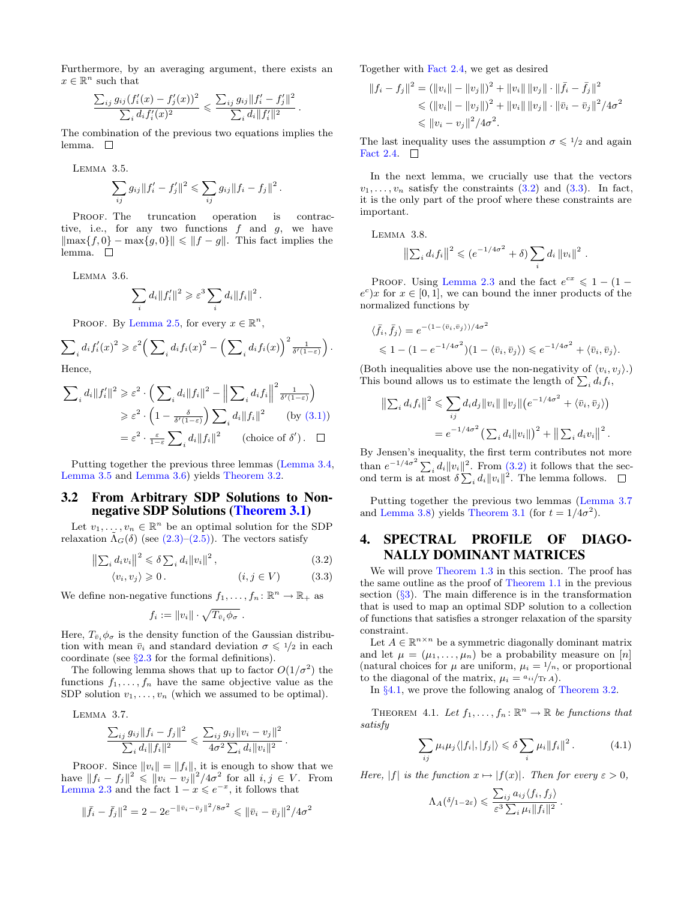Furthermore, by an averaging argument, there exists an $x \in \mathbb{R}^n$ such that

$$\frac{\sum_{ij} g_{ij}(f_i'(x) - f_j'(x))^2}{\sum_i d_i f_i'(x)^2} \leqslant \frac{\sum_{ij} g_{ij}\|f_i' - f_j'\|^2}{\sum_i d_i \|f_i'\|^2}\,.$$

The combination of the previous two equations implies the lemma. □

Lemma 3.5.

$$\sum_{ij} g_{ij}\|f_i' - f_j'\|^2 \leqslant \sum_{ij} g_{ij}\|f_i - f_j\|^2\,.$$

Proof. The truncation operation is contractive, i.e., for any two functions $f$ and $g$, we have $\|\max\{f,0\} - \max\{g,0\}\| \leqslant \|f - g\|$. This fact implies the lemma. □

Lemma 3.6.

$$\sum_i d_i\|f_i'\|^2 \geqslant \varepsilon^3 \sum_i d_i\|f_i\|^2\,.$$

Proof. By Lemma 2.5, for every $x \in \mathbb{R}^n$,

$$\sum_i d_i f_i'(x)^2 \geqslant \varepsilon^2\Big(\sum_i d_i f_i(x)^2 - \Big(\sum_i d_i f_i(x)\Big)^2 \tfrac{1}{\delta'(1-\varepsilon)}\Big)\,.$$

Hence,

$$\begin{aligned}\sum_i d_i\|f_i'\|^2 &\geqslant \varepsilon^2 \cdot \Big(\sum_i d_i\|f_i\|^2 - \Big\|\sum_i d_i f_i\Big\|^2 \tfrac{1}{\delta'(1-\varepsilon)}\Big)\\ &\geqslant \varepsilon^2 \cdot \Big(1 - \tfrac{\delta}{\delta'(1-\varepsilon)}\Big)\sum_i d_i\|f_i\|^2 \qquad \text{(by (3.1))}\\ &= \varepsilon^2 \cdot \tfrac{\varepsilon}{1-\varepsilon}\sum_i d_i\|f_i\|^2 \qquad \text{(choice of } \delta'\text{)}\,. \end{aligned}$$

□

Putting together the previous three lemmas (Lemma 3.4, Lemma 3.5 and Lemma 3.6) yields Theorem 3.2.

## 3.2 From Arbitrary SDP Solutions to Nonnegative SDP Solutions (Theorem 3.1)

Let $v_1, \ldots, v_n \in \mathbb{R}^n$ be an optimal solution for the SDP relaxation $\bar{\Lambda}_G(\delta)$ (see (2.3)–(2.5)). The vectors satisfy

$$\Big\|\sum_i d_i v_i\Big\|^2 \leqslant \delta \sum_i d_i\|v_i\|^2\,, \qquad (3.2)$$

$$\langle v_i, v_j\rangle \geqslant 0\,. \qquad (i,j \in V) \qquad (3.3)$$

We define non-negative functions $f_1, \ldots, f_n \colon \mathbb{R}^n \to \mathbb{R}_+$ as

$$f_i := \|v_i\| \cdot \sqrt{T_{\bar{v}_i}\phi_\sigma}\,.$$

Here, $T_{\bar{v}_i}\phi_\sigma$ is the density function of the Gaussian distribution with mean $\bar{v}_i$ and standard deviation $\sigma \leqslant 1/2$ in each coordinate (see §2.3 for the formal definitions).

The following lemma shows that up to factor $O(1/\sigma^2)$ the functions $f_1, \ldots, f_n$ have the same objective value as the SDP solution $v_1, \ldots, v_n$ (which we assumed to be optimal).

Lemma 3.7.

$$\frac{\sum_{ij} g_{ij}\|f_i - f_j\|^2}{\sum_i d_i\|f_i\|^2} \leqslant \frac{\sum_{ij} g_{ij}\|v_i - v_j\|^2}{4\sigma^2\sum_i d_i\|v_i\|^2}\,.$$

Proof. Since $\|v_i\| = \|f_i\|$, it is enough to show that we have $\|f_i - f_j\|^2 \leqslant \|v_i - v_j\|^2/4\sigma^2$ for all $i, j \in V$. From Lemma 2.3 and the fact $1 - x \leqslant e^{-x}$, it follows that

$$\|\bar{f}_i - \bar{f}_j\|^2 = 2 - 2e^{-\|\bar{v}_i - \bar{v}_j\|^2/8\sigma^2} \leqslant \|\bar{v}_i - \bar{v}_j\|^2/4\sigma^2$$

Together with Fact 2.4, we get as desired

$$\begin{aligned}\|f_i - f_j\|^2 &= (\|v_i\| - \|v_j\|)^2 + \|v_i\|\,\|v_j\| \cdot \|\bar{f}_i - \bar{f}_j\|^2\\ &\leqslant (\|v_i\| - \|v_j\|)^2 + \|v_i\|\,\|v_j\| \cdot \|\bar{v}_i - \bar{v}_j\|^2/4\sigma^2\\ &\leqslant \|v_i - v_j\|^2/4\sigma^2.\end{aligned}$$

The last inequality uses the assumption $\sigma \leqslant 1/2$ and again Fact 2.4. □

In the next lemma, we crucially use that the vectors $v_1, \ldots, v_n$ satisfy the constraints (3.2) and (3.3). In fact, it is the only part of the proof where these constraints are important.

Lemma 3.8.

$$\Big\|\sum_i d_i f_i\Big\|^2 \leqslant (e^{-1/4\sigma^2} + \delta)\sum_i d_i\|v_i\|^2\,.$$

Proof. Using Lemma 2.3 and the fact $e^{cx} \leqslant 1 - (1 - e^c)x$ for $x \in [0,1]$, we can bound the inner products of the normalized functions by

$$\begin{aligned}\langle \bar{f}_i, \bar{f}_j\rangle &= e^{-(1-\langle \bar{v}_i, \bar{v}_j\rangle)/4\sigma^2}\\ &\leqslant 1 - (1 - e^{-1/4\sigma^2})(1 - \langle \bar{v}_i, \bar{v}_j\rangle) \leqslant e^{-1/4\sigma^2} + \langle \bar{v}_i, \bar{v}_j\rangle.\end{aligned}$$

(Both inequalities above use the non-negativity of $\langle v_i, v_j\rangle$.) This bound allows us to estimate the length of $\sum_i d_i f_i$,

$$\begin{aligned}\Big\|\sum_i d_i f_i\Big\|^2 &\leqslant \sum_{ij} d_i d_j \|v_i\|\,\|v_j\|\big(e^{-1/4\sigma^2} + \langle \bar{v}_i, \bar{v}_j\rangle\big)\\ &= e^{-1/4\sigma^2}\Big(\sum_i d_i\|v_i\|\Big)^2 + \Big\|\sum_i d_i v_i\Big\|^2\,.\end{aligned}$$

By Jensen's inequality, the first term contributes not more than $e^{-1/4\sigma^2}\sum_i d_i\|v_i\|^2$. From (3.2) it follows that the second term is at most $\delta\sum_i d_i\|v_i\|^2$. The lemma follows. □

Putting together the previous two lemmas (Lemma 3.7 and Lemma 3.8) yields Theorem 3.1 (for $t = 1/4\sigma^2$).

# 4. SPECTRAL PROFILE OF DIAGONALLY DOMINANT MATRICES

We will prove Theorem 1.3 in this section. The proof has the same outline as the proof of Theorem 1.1 in the previous section (§3). The main difference is in the transformation that is used to map an optimal SDP solution to a collection of functions that satisfies a stronger relaxation of the sparsity constraint.

Let $A \in \mathbb{R}^{n\times n}$ be a symmetric diagonally dominant matrix and let $\mu = (\mu_1, \ldots, \mu_n)$ be a probability measure on $[n]$ (natural choices for $\mu$ are uniform, $\mu_i = 1/n$, or proportional to the diagonal of the matrix, $\mu_i = a_{ii}/\mathrm{Tr}\,A$).

In §4.1, we prove the following analog of Theorem 3.2.

Theorem 4.1. *Let $f_1, \ldots, f_n \colon \mathbb{R}^n \to \mathbb{R}$ be functions that satisfy*

$$\sum_{ij} \mu_i\mu_j\langle |f_i|, |f_j|\rangle \leqslant \delta\sum_i \mu_i\|f_i\|^2\,. \qquad (4.1)$$

*Here, $|f|$ is the function $x \mapsto |f(x)|$. Then for every $\varepsilon > 0$,*

$$\Lambda_A(\delta/1-2\varepsilon) \leqslant \frac{\sum_{ij} a_{ij}\langle f_i, f_j\rangle}{\varepsilon^3\sum_i \mu_i\|f_i\|^2}\,.$$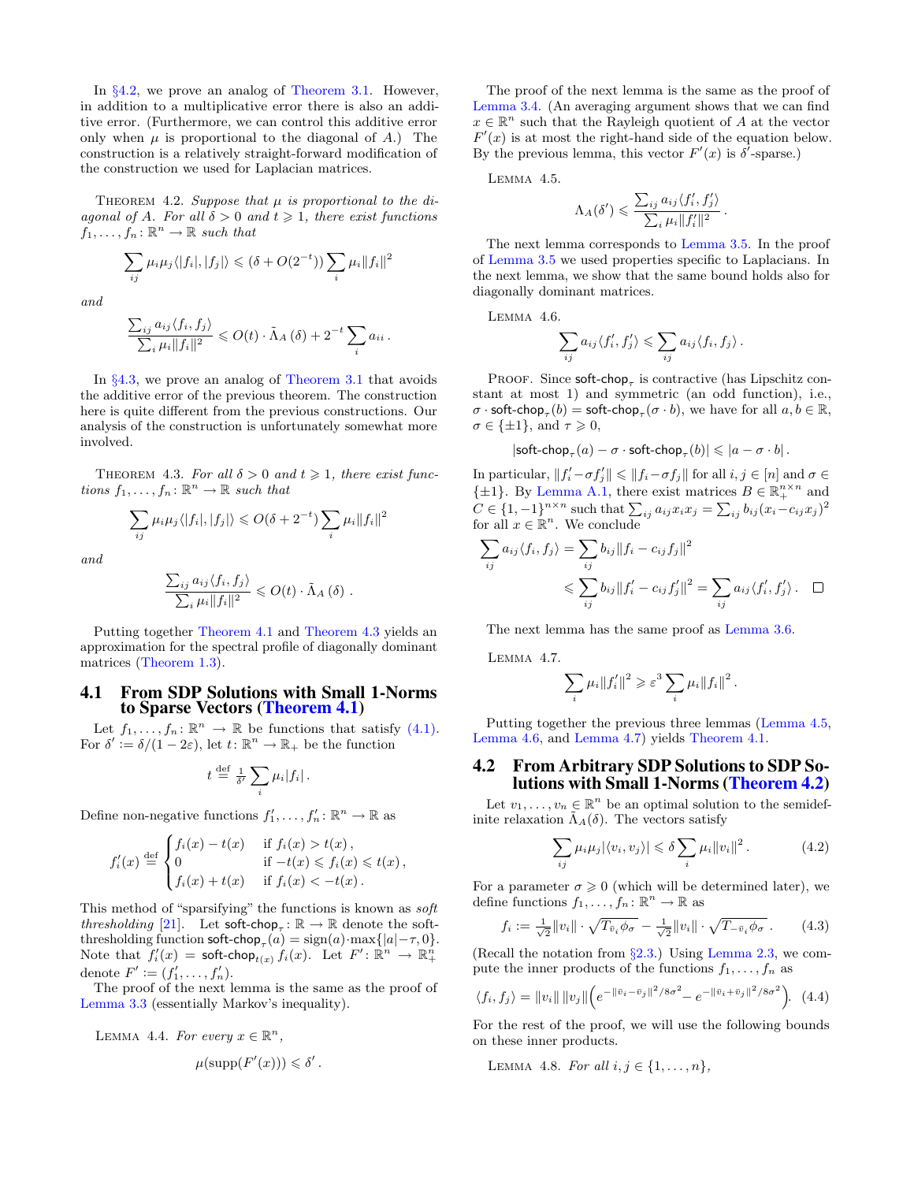In §4.2, we prove an analog of Theorem 3.1. However, in addition to a multiplicative error there is also an additive error. (Furthermore, we can control this additive error only when $\mu$ is proportional to the diagonal of $A$.) The construction is a relatively straight-forward modification of the construction we used for Laplacian matrices.

THEOREM 4.2. *Suppose that $\mu$ is proportional to the diagonal of $A$. For all $\delta > 0$ and $t \geqslant 1$, there exist functions $f_1, \ldots, f_n \colon \mathbb{R}^n \to \mathbb{R}$ such that*

$$\sum_{ij} \mu_i \mu_j \langle |f_i|, |f_j| \rangle \leqslant (\delta + O(2^{-t})) \sum_i \mu_i \|f_i\|^2$$

*and*

$$\frac{\sum_{ij} a_{ij} \langle f_i, f_j \rangle}{\sum_i \mu_i \|f_i\|^2} \leqslant O(t) \cdot \tilde{\Lambda}_A(\delta) + 2^{-t} \sum_i a_{ii} \, .$$

In §4.3, we prove an analog of Theorem 3.1 that avoids the additive error of the previous theorem. The construction here is quite different from the previous constructions. Our analysis of the construction is unfortunately somewhat more involved.

THEOREM 4.3. *For all $\delta > 0$ and $t \geqslant 1$, there exist functions $f_1, \ldots, f_n \colon \mathbb{R}^n \to \mathbb{R}$ such that*

$$\sum_{ij} \mu_i \mu_j \langle |f_i|, |f_j| \rangle \leqslant O(\delta + 2^{-t}) \sum_i \mu_i \|f_i\|^2$$

*and*

$$\frac{\sum_{ij} a_{ij} \langle f_i, f_j \rangle}{\sum_i \mu_i \|f_i\|^2} \leqslant O(t) \cdot \tilde{\Lambda}_A(\delta) \, .$$

Putting together Theorem 4.1 and Theorem 4.3 yields an approximation for the spectral profile of diagonally dominant matrices (Theorem 1.3).

## 4.1 From SDP Solutions with Small 1-Norms to Sparse Vectors (Theorem 4.1)

Let $f_1, \ldots, f_n \colon \mathbb{R}^n \to \mathbb{R}$ be functions that satisfy (4.1). For $\delta' := \delta/(1 - 2\varepsilon)$, let $t \colon \mathbb{R}^n \to \mathbb{R}_+$ be the function

$$t \stackrel{\text{def}}{=} \tfrac{1}{\delta'} \sum_i \mu_i |f_i| \, .$$

Define non-negative functions $f'_1, \ldots, f'_n \colon \mathbb{R}^n \to \mathbb{R}$ as

$$f'_i(x) \stackrel{\text{def}}{=} \begin{cases} f_i(x) - t(x) & \text{if } f_i(x) > t(x) \, , \\ 0 & \text{if } -t(x) \leqslant f_i(x) \leqslant t(x) \, , \\ f_i(x) + t(x) & \text{if } f_i(x) < -t(x) \, . \end{cases}$$

This method of "sparsifying" the functions is known as *soft thresholding* [21]. Let $\mathsf{soft\text{-}chop}_\tau \colon \mathbb{R} \to \mathbb{R}$ denote the soft-thresholding function $\mathsf{soft\text{-}chop}_\tau(a) = \operatorname{sign}(a) \cdot \max\{|a| - \tau, 0\}$. Note that $f'_i(x) = \mathsf{soft\text{-}chop}_{t(x)} f_i(x)$. Let $F' \colon \mathbb{R}^n \to \mathbb{R}^n_+$ denote $F' := (f'_1, \ldots, f'_n)$.

The proof of the next lemma is the same as the proof of Lemma 3.3 (essentially Markov's inequality).

LEMMA 4.4. *For every $x \in \mathbb{R}^n$,*

$$\mu(\operatorname{supp}(F'(x))) \leqslant \delta' \, .$$

The proof of the next lemma is the same as the proof of Lemma 3.4. (An averaging argument shows that we can find $x \in \mathbb{R}^n$ such that the Rayleigh quotient of $A$ at the vector $F'(x)$ is at most the right-hand side of the equation below. By the previous lemma, this vector $F'(x)$ is $\delta'$-sparse.)

LEMMA 4.5.

$$\Lambda_A(\delta') \leqslant \frac{\sum_{ij} a_{ij} \langle f'_i, f'_j \rangle}{\sum_i \mu_i \|f'_i\|^2} \, .$$

The next lemma corresponds to Lemma 3.5. In the proof of Lemma 3.5 we used properties specific to Laplacians. In the next lemma, we show that the same bound holds also for diagonally dominant matrices.

LEMMA 4.6.

$$\sum_{ij} a_{ij} \langle f'_i, f'_j \rangle \leqslant \sum_{ij} a_{ij} \langle f_i, f_j \rangle \, .$$

PROOF. Since $\mathsf{soft\text{-}chop}_\tau$ is contractive (has Lipschitz constant at most 1) and symmetric (an odd function), i.e., $\sigma \cdot \mathsf{soft\text{-}chop}_\tau(b) = \mathsf{soft\text{-}chop}_\tau(\sigma \cdot b)$, we have for all $a, b \in \mathbb{R}$, $\sigma \in \{\pm 1\}$, and $\tau \geqslant 0$,

$$|\mathsf{soft\text{-}chop}_\tau(a) - \sigma \cdot \mathsf{soft\text{-}chop}_\tau(b)| \leqslant |a - \sigma \cdot b| \, .$$

In particular, $\|f'_i - \sigma f'_j\| \leqslant \|f_i - \sigma f_j\|$ for all $i, j \in [n]$ and $\sigma \in \{\pm 1\}$. By Lemma A.1, there exist matrices $B \in \mathbb{R}^{n \times n}_+$ and $C \in \{1, -1\}^{n \times n}$ such that $\sum_{ij} a_{ij} x_i x_j = \sum_{ij} b_{ij} (x_i - c_{ij} x_j)^2$ for all $x \in \mathbb{R}^n$. We conclude

$$\begin{aligned} \sum_{ij} a_{ij} \langle f_i, f_j \rangle &= \sum_{ij} b_{ij} \|f_i - c_{ij} f_j\|^2 \\ &\leqslant \sum_{ij} b_{ij} \|f'_i - c_{ij} f'_j\|^2 = \sum_{ij} a_{ij} \langle f'_i, f'_j \rangle \, . \quad \square \end{aligned}$$

The next lemma has the same proof as Lemma 3.6.

LEMMA 4.7.

$$\sum_i \mu_i \|f'_i\|^2 \geqslant \varepsilon^3 \sum_i \mu_i \|f_i\|^2 \, .$$

Putting together the previous three lemmas (Lemma 4.5, Lemma 4.6, and Lemma 4.7) yields Theorem 4.1.

## 4.2 From Arbitrary SDP Solutions to SDP Solutions with Small 1-Norms (Theorem 4.2)

Let $v_1, \ldots, v_n \in \mathbb{R}^n$ be an optimal solution to the semidefinite relaxation $\tilde{\Lambda}_A(\delta)$. The vectors satisfy

$$\sum_{ij} \mu_i \mu_j |\langle v_i, v_j \rangle| \leqslant \delta \sum_i \mu_i \|v_i\|^2 \, . \tag{4.2}$$

For a parameter $\sigma \geqslant 0$ (which will be determined later), we define functions $f_1, \ldots, f_n \colon \mathbb{R}^n \to \mathbb{R}$ as

$$f_i := \tfrac{1}{\sqrt{2}} \|v_i\| \cdot \sqrt{T_{\bar{v}_i} \phi_\sigma} - \tfrac{1}{\sqrt{2}} \|v_i\| \cdot \sqrt{T_{-\bar{v}_i} \phi_\sigma} \, . \tag{4.3}$$

(Recall the notation from §2.3.) Using Lemma 2.3, we compute the inner products of the functions $f_1, \ldots, f_n$ as

$$\langle f_i, f_j \rangle = \|v_i\| \, \|v_j\| \Big( e^{-\|\bar{v}_i - \bar{v}_j\|^2/8\sigma^2} - e^{-\|\bar{v}_i + \bar{v}_j\|^2/8\sigma^2} \Big). \tag{4.4}$$

For the rest of the proof, we will use the following bounds on these inner products.

LEMMA 4.8. *For all $i, j \in \{1, \ldots, n\}$,*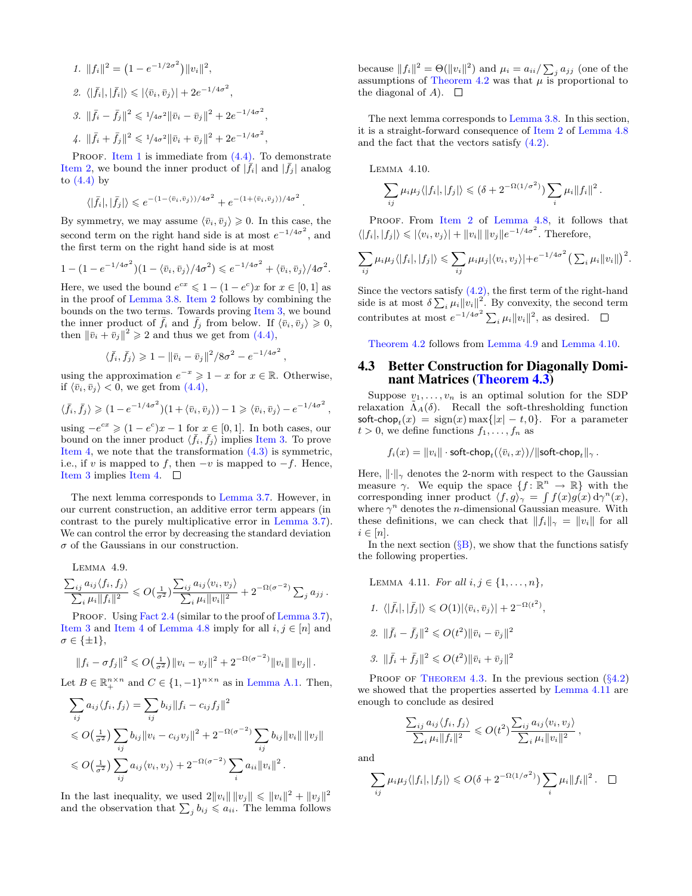1. $\|f_i\|^2 = \left(1 - e^{-1/2\sigma^2}\right)\|v_i\|^2$,
2. $\langle |\bar{f}_i|, |\bar{f}_j|\rangle \leqslant |\langle \bar{v}_i, \bar{v}_j\rangle| + 2e^{-1/4\sigma^2}$,
3. $\|\bar{f}_i - \bar{f}_j\|^2 \leqslant {}^1\!/\!{}_{4\sigma^2}\|\bar{v}_i - \bar{v}_j\|^2 + 2e^{-1/4\sigma^2}$,
4. $\|\bar{f}_i + \bar{f}_j\|^2 \leqslant {}^1\!/\!{}_{4\sigma^2}\|\bar{v}_i + \bar{v}_j\|^2 + 2e^{-1/4\sigma^2}$,

Proof. Item 1 is immediate from (4.4). To demonstrate Item 2, we bound the inner product of $|\bar{f}_i|$ and $|\bar{f}_j|$ analog to (4.4) by

$$\langle |\bar{f}_i|, |\bar{f}_j|\rangle \leqslant e^{-(1-\langle \bar{v}_i, \bar{v}_j\rangle)/4\sigma^2} + e^{-(1+\langle \bar{v}_i, \bar{v}_j\rangle)/4\sigma^2}.$$

By symmetry, we may assume $\langle \bar{v}_i, \bar{v}_j\rangle \geqslant 0$. In this case, the second term on the right hand side is at most $e^{-1/4\sigma^2}$, and the first term on the right hand side is at most

$$1 - (1 - e^{-1/4\sigma^2})(1 - \langle \bar{v}_i, \bar{v}_j\rangle/4\sigma^2) \leqslant e^{-1/4\sigma^2} + \langle \bar{v}_i, \bar{v}_j\rangle/4\sigma^2.$$

Here, we used the bound $e^{cx} \leqslant 1 - (1 - e^c)x$ for $x \in [0, 1]$ as in the proof of Lemma 3.8. Item 2 follows by combining the bounds on the two terms. Towards proving Item 3, we bound the inner product of $\bar{f}_i$ and $\bar{f}_j$ from below. If $\langle \bar{v}_i, \bar{v}_j\rangle \geqslant 0$, then $\|\bar{v}_i + \bar{v}_j\|^2 \geqslant 2$ and thus we get from (4.4),

$$\langle \bar{f}_i, \bar{f}_j\rangle \geqslant 1 - \|\bar{v}_i - \bar{v}_j\|^2/8\sigma^2 - e^{-1/4\sigma^2},$$

using the approximation $e^{-x} \geqslant 1 - x$ for $x \in \mathbb{R}$. Otherwise, if $\langle \bar{v}_i, \bar{v}_j\rangle < 0$, we get from (4.4),

$$\langle \bar{f}_i, \bar{f}_j\rangle \geqslant (1 - e^{-1/4\sigma^2})(1 + \langle \bar{v}_i, \bar{v}_j\rangle) - 1 \geqslant \langle \bar{v}_i, \bar{v}_j\rangle - e^{-1/4\sigma^2},$$

using $-e^{cx} \geqslant (1 - e^c)x - 1$ for $x \in [0, 1]$. In both cases, our bound on the inner product $\langle \bar{f}_i, \bar{f}_j\rangle$ implies Item 3. To prove Item 4, we note that the transformation (4.3) is symmetric, i.e., if $v$ is mapped to $f$, then $-v$ is mapped to $-f$. Hence, Item 3 implies Item 4. □

The next lemma corresponds to Lemma 3.7. However, in our current construction, an additive error term appears (in contrast to the purely multiplicative error in Lemma 3.7). We can control the error by decreasing the standard deviation $\sigma$ of the Gaussians in our construction.

Lemma 4.9.

$$\frac{\sum_{ij} a_{ij}\langle f_i, f_j\rangle}{\sum_i \mu_i \|f_i\|^2} \leqslant O\left(\tfrac{1}{\sigma^2}\right)\frac{\sum_{ij} a_{ij}\langle v_i, v_j\rangle}{\sum_i \mu_i\|v_i\|^2} + 2^{-\Omega(\sigma^{-2})}\sum_j a_{jj}.$$

Proof. Using Fact 2.4 (similar to the proof of Lemma 3.7), Item 3 and Item 4 of Lemma 4.8 imply for all $i, j \in [n]$ and $\sigma \in \{\pm 1\}$,

$$\|f_i - \sigma f_j\|^2 \leqslant O\left(\tfrac{1}{\sigma^2}\right)\|v_i - v_j\|^2 + 2^{-\Omega(\sigma^{-2})}\|v_i\|\,\|v_j\|.$$

Let $B \in \mathbb{R}_+^{n\times n}$ and $C \in \{1, -1\}^{n\times n}$ as in Lemma A.1. Then,

$$\begin{aligned}\sum_{ij} a_{ij}\langle f_i, f_j\rangle &= \sum_{ij} b_{ij}\|f_i - c_{ij}f_j\|^2\\ &\leqslant O\left(\tfrac{1}{\sigma^2}\right)\sum_{ij} b_{ij}\|v_i - c_{ij}v_j\|^2 + 2^{-\Omega(\sigma^{-2})}\sum_{ij} b_{ij}\|v_i\|\,\|v_j\|\\ &\leqslant O\left(\tfrac{1}{\sigma^2}\right)\sum_{ij} a_{ij}\langle v_i, v_j\rangle + 2^{-\Omega(\sigma^{-2})}\sum_i a_{ii}\|v_i\|^2.\end{aligned}$$

In the last inequality, we used $2\|v_i\|\,\|v_j\| \leqslant \|v_i\|^2 + \|v_j\|^2$ and the observation that $\sum_j b_{ij} \leqslant a_{ii}$. The lemma follows because $\|f_i\|^2 = \Theta(\|v_i\|^2)$ and $\mu_i = a_{ii}/\sum_j a_{jj}$ (one of the assumptions of Theorem 4.2 was that $\mu$ is proportional to the diagonal of $A$). □

The next lemma corresponds to Lemma 3.8. In this section, it is a straight-forward consequence of Item 2 of Lemma 4.8 and the fact that the vectors satisfy (4.2).

Lemma 4.10.

$$\sum_{ij} \mu_i\mu_j\langle |f_i|, |f_j|\rangle \leqslant (\delta + 2^{-\Omega(1/\sigma^2)})\sum_i \mu_i\|f_i\|^2.$$

Proof. From Item 2 of Lemma 4.8, it follows that $\langle |f_i|, |f_j|\rangle \leqslant |\langle v_i, v_j\rangle| + \|v_i\|\,\|v_j\|e^{-1/4\sigma^2}$. Therefore,

$$\sum_{ij} \mu_i\mu_j\langle |f_i|, |f_j|\rangle \leqslant \sum_{ij}\mu_i\mu_j|\langle v_i, v_j\rangle| + e^{-1/4\sigma^2}\left(\textstyle\sum_i \mu_i\|v_i\|\right)^2.$$

Since the vectors satisfy (4.2), the first term of the right-hand side is at most $\delta\sum_i \mu_i\|v_i\|^2$. By convexity, the second term contributes at most $e^{-1/4\sigma^2}\sum_i \mu_i\|v_i\|^2$, as desired. □

Theorem 4.2 follows from Lemma 4.9 and Lemma 4.10.

## 4.3 Better Construction for Diagonally Dominant Matrices (Theorem 4.3)

Suppose $v_1, \ldots, v_n$ is an optimal solution for the SDP relaxation $\bar{\Lambda}_A(\delta)$. Recall the soft-thresholding function $\mathsf{soft\text{-}chop}_t(x) = \operatorname{sign}(x)\max\{|x| - t, 0\}$. For a parameter $t > 0$, we define functions $f_1, \ldots, f_n$ as

$$f_i(x) = \|v_i\| \cdot \mathsf{soft\text{-}chop}_t(\langle \bar{v}_i, x\rangle)/\|\mathsf{soft\text{-}chop}_t\|_\gamma.$$

Here, $\|\cdot\|_\gamma$ denotes the 2-norm with respect to the Gaussian measure $\gamma$. We equip the space $\{f : \mathbb{R}^n \to \mathbb{R}\}$ with the corresponding inner product $\langle f, g\rangle_\gamma = \int f(x)g(x)\,\mathrm{d}\gamma^n(x)$, where $\gamma^n$ denotes the $n$-dimensional Gaussian measure. With these definitions, we can check that $\|f_i\|_\gamma = \|v_i\|$ for all $i \in [n]$.

In the next section (§B), we show that the functions satisfy the following properties.

Lemma 4.11. *For all $i, j \in \{1, \ldots, n\}$,*

1. $\langle |\bar{f}_i|, |\bar{f}_j|\rangle \leqslant O(1)|\langle \bar{v}_i, \bar{v}_j\rangle| + 2^{-\Omega(t^2)}$,
2. $\|\bar{f}_i - \bar{f}_j\|^2 \leqslant O(t^2)\|\bar{v}_i - \bar{v}_j\|^2$
3. $\|\bar{f}_i + \bar{f}_j\|^2 \leqslant O(t^2)\|\bar{v}_i + \bar{v}_j\|^2$

Proof of Theorem 4.3. In the previous section (§4.2) we showed that the properties asserted by Lemma 4.11 are enough to conclude as desired

$$\frac{\sum_{ij} a_{ij}\langle f_i, f_j\rangle}{\sum_i \mu_i\|f_i\|^2} \leqslant O(t^2)\frac{\sum_{ij} a_{ij}\langle v_i, v_j\rangle}{\sum_i \mu_i\|v_i\|^2},$$

and

$$\sum_{ij} \mu_i\mu_j\langle |f_i|, |f_j|\rangle \leqslant O(\delta + 2^{-\Omega(1/\sigma^2)})\sum_i \mu_i\|f_i\|^2. \quad \square$$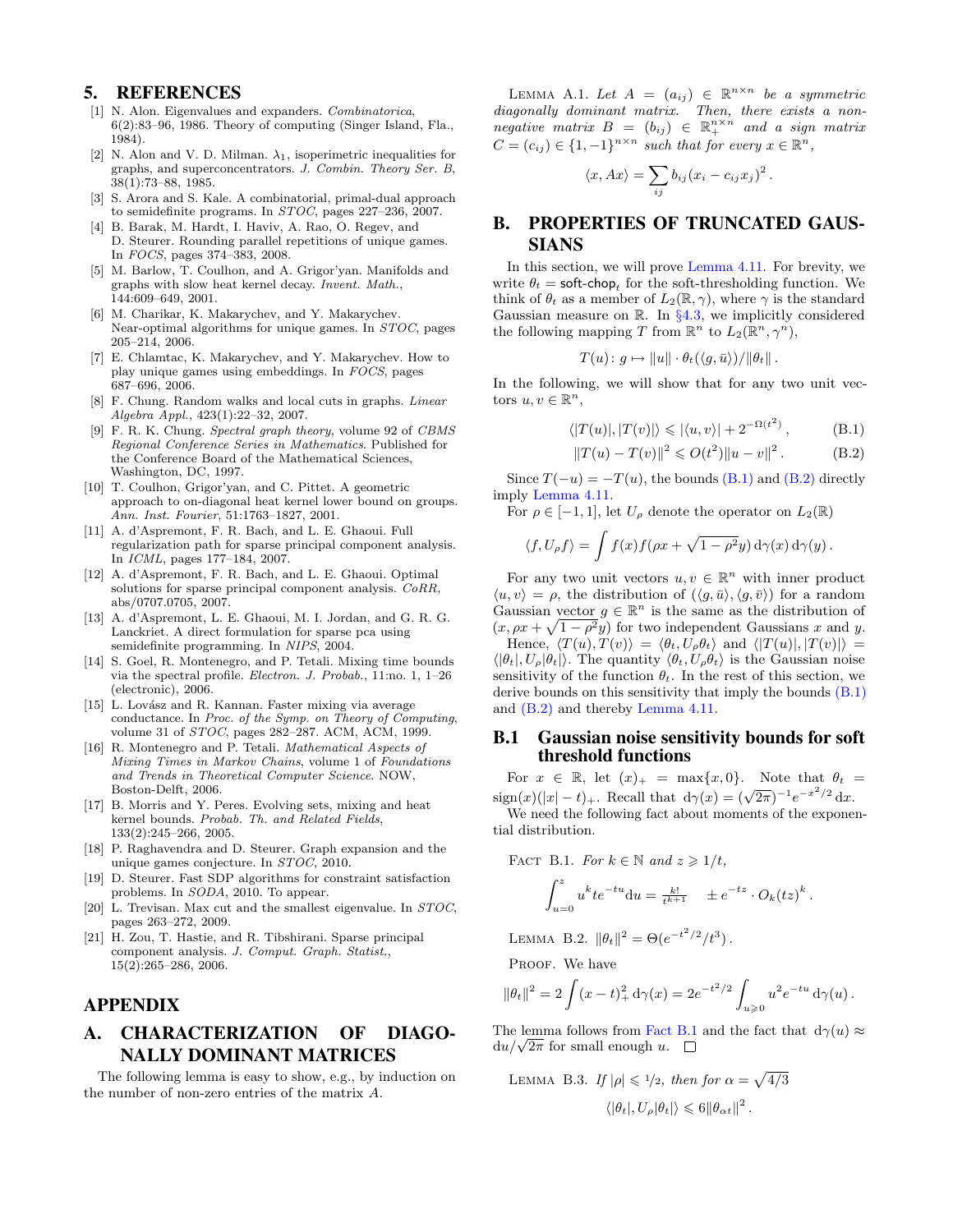## 5. REFERENCES

[1] N. Alon. Eigenvalues and expanders. *Combinatorica*, 6(2):83–96, 1986. Theory of computing (Singer Island, Fla., 1984).

[2] N. Alon and V. D. Milman. $\lambda_1$, isoperimetric inequalities for graphs, and superconcentrators. *J. Combin. Theory Ser. B*, 38(1):73–88, 1985.

[3] S. Arora and S. Kale. A combinatorial, primal-dual approach to semidefinite programs. In *STOC*, pages 227–236, 2007.

[4] B. Barak, M. Hardt, I. Haviv, A. Rao, O. Regev, and D. Steurer. Rounding parallel repetitions of unique games. In *FOCS*, pages 374–383, 2008.

[5] M. Barlow, T. Coulhon, and A. Grigor'yan. Manifolds and graphs with slow heat kernel decay. *Invent. Math.*, 144:609–649, 2001.

[6] M. Charikar, K. Makarychev, and Y. Makarychev. Near-optimal algorithms for unique games. In *STOC*, pages 205–214, 2006.

[7] E. Chlamtac, K. Makarychev, and Y. Makarychev. How to play unique games using embeddings. In *FOCS*, pages 687–696, 2006.

[8] F. Chung. Random walks and local cuts in graphs. *Linear Algebra Appl.*, 423(1):22–32, 2007.

[9] F. R. K. Chung. *Spectral graph theory*, volume 92 of *CBMS Regional Conference Series in Mathematics*. Published for the Conference Board of the Mathematical Sciences, Washington, DC, 1997.

[10] T. Coulhon, Grigor'yan, and C. Pittet. A geometric approach to on-diagonal heat kernel lower bound on groups. *Ann. Inst. Fourier*, 51:1763–1827, 2001.

[11] A. d'Aspremont, F. R. Bach, and L. E. Ghaoui. Full regularization path for sparse principal component analysis. In *ICML*, pages 177–184, 2007.

[12] A. d'Aspremont, F. R. Bach, and L. E. Ghaoui. Optimal solutions for sparse principal component analysis. *CoRR*, abs/0707.0705, 2007.

[13] A. d'Aspremont, L. E. Ghaoui, M. I. Jordan, and G. R. G. Lanckriet. A direct formulation for sparse pca using semidefinite programming. In *NIPS*, 2004.

[14] S. Goel, R. Montenegro, and P. Tetali. Mixing time bounds via the spectral profile. *Electron. J. Probab.*, 11:no. 1, 1–26 (electronic), 2006.

[15] L. Lovász and R. Kannan. Faster mixing via average conductance. In *Proc. of the Symp. on Theory of Computing*, volume 31 of *STOC*, pages 282–287. ACM, ACM, 1999.

[16] R. Montenegro and P. Tetali. *Mathematical Aspects of Mixing Times in Markov Chains*, volume 1 of *Foundations and Trends in Theoretical Computer Science*. NOW, Boston-Delft, 2006.

[17] B. Morris and Y. Peres. Evolving sets, mixing and heat kernel bounds. *Probab. Th. and Related Fields*, 133(2):245–266, 2005.

[18] P. Raghavendra and D. Steurer. Graph expansion and the unique games conjecture. In *STOC*, 2010.

[19] D. Steurer. Fast SDP algorithms for constraint satisfaction problems. In *SODA*, 2010. To appear.

[20] L. Trevisan. Max cut and the smallest eigenvalue. In *STOC*, pages 263–272, 2009.

[21] H. Zou, T. Hastie, and R. Tibshirani. Sparse principal component analysis. *J. Comput. Graph. Statist.*, 15(2):265–286, 2006.

## APPENDIX

## A. CHARACTERIZATION OF DIAGONALLY DOMINANT MATRICES

The following lemma is easy to show, e.g., by induction on the number of non-zero entries of the matrix $A$.

LEMMA A.1. *Let $A = (a_{ij}) \in \mathbb{R}^{n\times n}$ be a symmetric diagonally dominant matrix. Then, there exists a non-negative matrix $B = (b_{ij}) \in \mathbb{R}_+^{n\times n}$ and a sign matrix $C = (c_{ij}) \in \{1,-1\}^{n\times n}$ such that for every $x \in \mathbb{R}^n$,*

$$\langle x, Ax\rangle = \sum_{ij} b_{ij}(x_i - c_{ij}x_j)^2 .$$

## B. PROPERTIES OF TRUNCATED GAUSSIANS

In this section, we will prove Lemma 4.11. For brevity, we write $\theta_t = \mathsf{soft\text{-}chop}_t$ for the soft-thresholding function. We think of $\theta_t$ as a member of $L_2(\mathbb{R},\gamma)$, where $\gamma$ is the standard Gaussian measure on $\mathbb{R}$. In §4.3, we implicitly considered the following mapping $T$ from $\mathbb{R}^n$ to $L_2(\mathbb{R}^n,\gamma^n)$,

$$T(u)\colon g \mapsto \|u\| \cdot \theta_t(\langle g, \bar u\rangle)/\|\theta_t\| .$$

In the following, we will show that for any two unit vectors $u, v \in \mathbb{R}^n$,

$$\langle |T(u)|, |T(v)|\rangle \leqslant |\langle u, v\rangle| + 2^{-\Omega(t^2)} , \qquad \text{(B.1)}$$

$$\|T(u) - T(v)\|^2 \leqslant O(t^2)\|u - v\|^2 . \qquad \text{(B.2)}$$

Since $T(-u) = -T(u)$, the bounds (B.1) and (B.2) directly imply Lemma 4.11.

For $\rho \in [-1,1]$, let $U_\rho$ denote the operator on $L_2(\mathbb{R})$

$$\langle f, U_\rho f\rangle = \int f(x) f(\rho x + \sqrt{1-\rho^2}y)\,\mathrm{d}\gamma(x)\,\mathrm{d}\gamma(y) .$$

For any two unit vectors $u, v \in \mathbb{R}^n$ with inner product $\langle u, v\rangle = \rho$, the distribution of $(\langle g, \bar u\rangle, \langle g, \bar v\rangle)$ for a random Gaussian vector $g \in \mathbb{R}^n$ is the same as the distribution of $(x, \rho x + \sqrt{1-\rho^2}y)$ for two independent Gaussians $x$ and $y$.

Hence, $\langle T(u), T(v)\rangle = \langle \theta_t, U_\rho \theta_t\rangle$ and $\langle |T(u)|, |T(v)|\rangle = \langle |\theta_t|, U_\rho |\theta_t|\rangle$. The quantity $\langle \theta_t, U_\rho\theta_t\rangle$ is the Gaussian noise sensitivity of the function $\theta_t$. In the rest of this section, we derive bounds on this sensitivity that imply the bounds (B.1) and (B.2) and thereby Lemma 4.11.

### B.1 Gaussian noise sensitivity bounds for soft threshold functions

For $x \in \mathbb{R}$, let $(x)_+ = \max\{x, 0\}$. Note that $\theta_t = \operatorname{sign}(x)(|x| - t)_+$. Recall that $\mathrm{d}\gamma(x) = (\sqrt{2\pi})^{-1}e^{-x^2/2}\,\mathrm{d}x$.

We need the following fact about moments of the exponential distribution.

FACT B.1. *For $k \in \mathbb{N}$ and $z \geqslant 1/t$,*

$$\int_{u=0}^{z} u^k t e^{-tu}\mathrm{d}u = \tfrac{k!}{t^{k+1}} \quad \pm e^{-tz}\cdot O_k(tz)^k .$$

LEMMA B.2. $\|\theta_t\|^2 = \Theta(e^{-t^2/2}/t^3)$.

PROOF. We have

$$\|\theta_t\|^2 = 2\int (x-t)_+^2\,\mathrm{d}\gamma(x) = 2e^{-t^2/2}\int_{u\geqslant 0} u^2 e^{-tu}\,\mathrm{d}\gamma(u) .$$

The lemma follows from Fact B.1 and the fact that $\mathrm{d}\gamma(u) \approx \mathrm{d}u/\sqrt{2\pi}$ for small enough $u$. $\square$

LEMMA B.3. *If $|\rho| \leqslant 1/2$, then for $\alpha = \sqrt{4/3}$*

$$\langle |\theta_t|, U_\rho|\theta_t|\rangle \leqslant 6\|\theta_{\alpha t}\|^2 .$$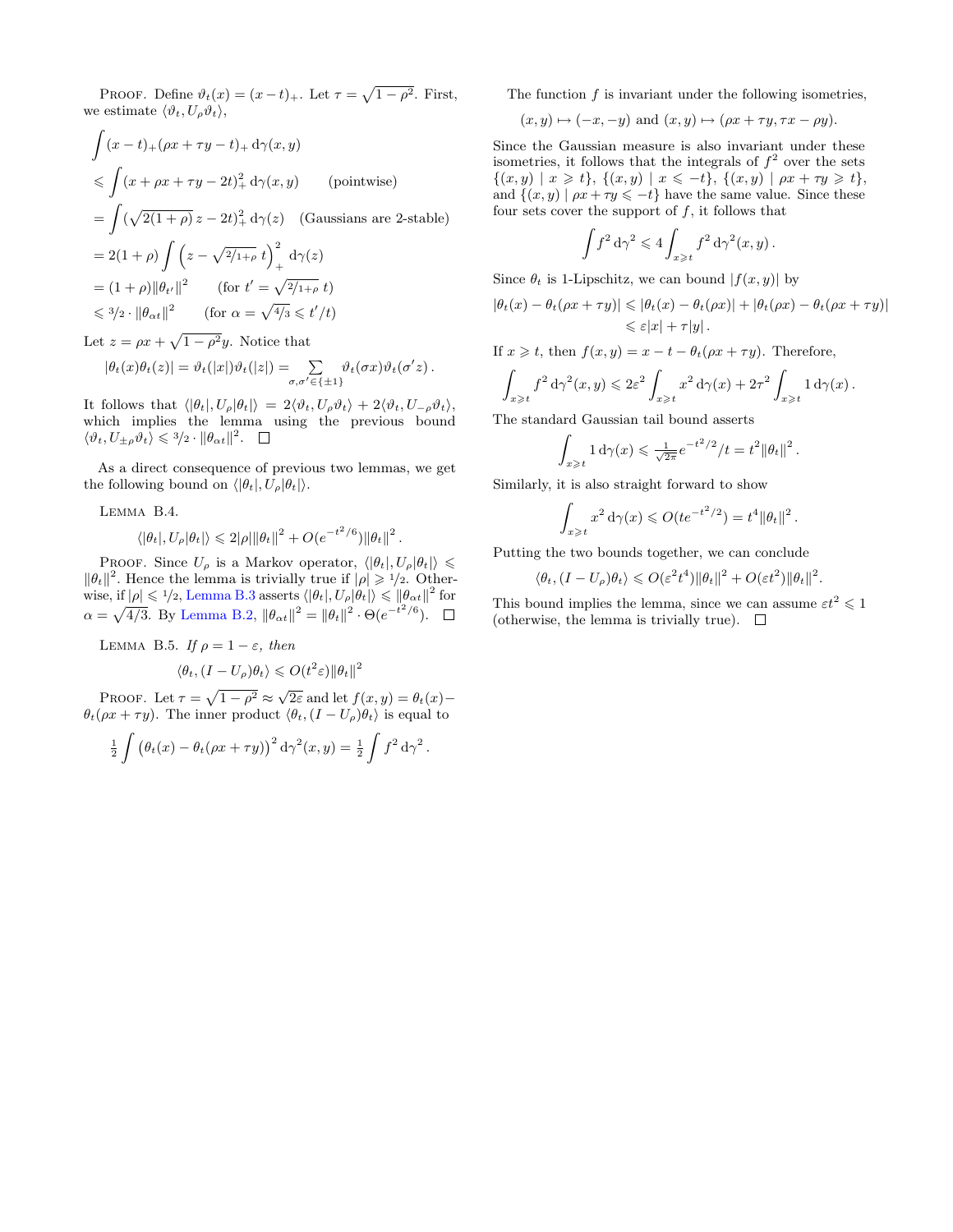PROOF. Define $\vartheta_t(x) = (x-t)_+$. Let $\tau = \sqrt{1-\rho^2}$. First, we estimate $\langle \vartheta_t, U_\rho \vartheta_t \rangle$,

$$
\begin{aligned}
&\int (x-t)_+(\rho x + \tau y - t)_+ \,\mathrm{d}\gamma(x,y) \\
&\leqslant \int (x + \rho x + \tau y - 2t)_+^2 \,\mathrm{d}\gamma(x,y) \qquad \text{(pointwise)} \\
&= \int (\sqrt{2(1+\rho)}\, z - 2t)_+^2 \,\mathrm{d}\gamma(z) \quad \text{(Gaussians are 2-stable)} \\
&= 2(1+\rho) \int \left( z - \sqrt{2/1+\rho}\; t \right)_+^2 \mathrm{d}\gamma(z) \\
&= (1+\rho)\|\theta_{t'}\|^2 \qquad \text{(for } t' = \sqrt{2/1+\rho}\; t) \\
&\leqslant 3/2 \cdot \|\theta_{\alpha t}\|^2 \qquad \text{(for } \alpha = \sqrt{4/3} \leqslant t'/t)
\end{aligned}
$$

Let $z = \rho x + \sqrt{1-\rho^2} y$. Notice that

$$
|\theta_t(x)\theta_t(z)| = \vartheta_t(|x|)\vartheta_t(|z|) = \sum_{\sigma,\sigma' \in \{\pm 1\}} \vartheta_t(\sigma x)\vartheta_t(\sigma' z)\,.
$$

It follows that $\langle |\theta_t|, U_\rho |\theta_t| \rangle = 2\langle \vartheta_t, U_\rho \vartheta_t \rangle + 2\langle \vartheta_t, U_{-\rho}\vartheta_t \rangle$, which implies the lemma using the previous bound $\langle \vartheta_t, U_{\pm\rho}\vartheta_t \rangle \leqslant 3/2 \cdot \|\theta_{\alpha t}\|^2$. $\square$

As a direct consequence of previous two lemmas, we get the following bound on $\langle |\theta_t|, U_\rho |\theta_t| \rangle$.

LEMMA B.4.

$$
\langle |\theta_t|, U_\rho |\theta_t| \rangle \leqslant 2|\rho| \|\theta_t\|^2 + O(e^{-t^2/6})\|\theta_t\|^2\,.
$$

PROOF. Since $U_\rho$ is a Markov operator, $\langle |\theta_t|, U_\rho |\theta_t| \rangle \leqslant \|\theta_t\|^2$. Hence the lemma is trivially true if $|\rho| \geqslant 1/2$. Otherwise, if $|\rho| \leqslant 1/2$, Lemma B.3 asserts $\langle |\theta_t|, U_\rho |\theta_t| \rangle \leqslant \|\theta_{\alpha t}\|^2$ for $\alpha = \sqrt{4/3}$. By Lemma B.2, $\|\theta_{\alpha t}\|^2 = \|\theta_t\|^2 \cdot \Theta(e^{-t^2/6})$. $\square$

LEMMA B.5. *If $\rho = 1 - \varepsilon$, then*

$$
\langle \theta_t, (I - U_\rho)\theta_t \rangle \leqslant O(t^2\varepsilon)\|\theta_t\|^2
$$

PROOF. Let $\tau = \sqrt{1-\rho^2} \approx \sqrt{2\varepsilon}$ and let $f(x,y) = \theta_t(x) - \theta_t(\rho x + \tau y)$. The inner product $\langle \theta_t, (I-U_\rho)\theta_t \rangle$ is equal to

$$
\tfrac{1}{2} \int \big(\theta_t(x) - \theta_t(\rho x + \tau y)\big)^2 \,\mathrm{d}\gamma^2(x,y) = \tfrac{1}{2} \int f^2 \,\mathrm{d}\gamma^2\,.
$$

The function $f$ is invariant under the following isometries,

$$
(x,y) \mapsto (-x,-y) \text{ and } (x,y) \mapsto (\rho x + \tau y, \tau x - \rho y).
$$

Since the Gaussian measure is also invariant under these isometries, it follows that the integrals of $f^2$ over the sets $\{(x,y) \mid x \geqslant t\}$, $\{(x,y) \mid x \leqslant -t\}$, $\{(x,y) \mid \rho x + \tau y \geqslant t\}$, and $\{(x,y) \mid \rho x + \tau y \leqslant -t\}$ have the same value. Since these four sets cover the support of $f$, it follows that

$$
\int f^2 \,\mathrm{d}\gamma^2 \leqslant 4 \int_{x \geqslant t} f^2 \,\mathrm{d}\gamma^2(x,y)\,.
$$

Since $\theta_t$ is 1-Lipschitz, we can bound $|f(x,y)|$ by

$$
\begin{aligned}
|\theta_t(x) - \theta_t(\rho x + \tau y)| &\leqslant |\theta_t(x) - \theta_t(\rho x)| + |\theta_t(\rho x) - \theta_t(\rho x + \tau y)| \\
&\leqslant \varepsilon |x| + \tau |y|\,.
\end{aligned}
$$

If $x \geqslant t$, then $f(x,y) = x - t - \theta_t(\rho x + \tau y)$. Therefore,

$$
\int_{x \geqslant t} f^2 \,\mathrm{d}\gamma^2(x,y) \leqslant 2\varepsilon^2 \int_{x \geqslant t} x^2 \,\mathrm{d}\gamma(x) + 2\tau^2 \int_{x \geqslant t} 1 \,\mathrm{d}\gamma(x)\,.
$$

The standard Gaussian tail bound asserts

$$
\int_{x \geqslant t} 1 \,\mathrm{d}\gamma(x) \leqslant \tfrac{1}{\sqrt{2\pi}} e^{-t^2/2}/t = t^2 \|\theta_t\|^2\,.
$$

Similarly, it is also straight forward to show

$$
\int_{x \geqslant t} x^2 \,\mathrm{d}\gamma(x) \leqslant O(t e^{-t^2/2}) = t^4 \|\theta_t\|^2\,.
$$

Putting the two bounds together, we can conclude

$$
\langle \theta_t, (I - U_\rho)\theta_t \rangle \leqslant O(\varepsilon^2 t^4)\|\theta_t\|^2 + O(\varepsilon t^2)\|\theta_t\|^2.
$$

This bound implies the lemma, since we can assume $\varepsilon t^2 \leqslant 1$ (otherwise, the lemma is trivially true). $\square$